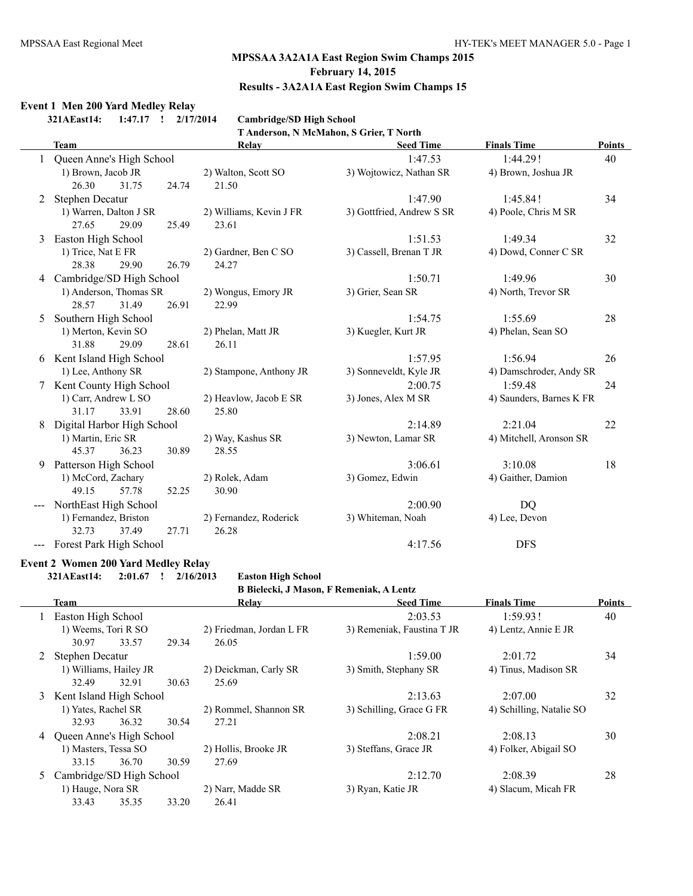# MPSSAA 3A2A1A East Region Swim Champs 2015

## February 14, 2015

## Results - 3A2A1A East Region Swim Champs 15

### Event 1 Men 200 Yard Medley Relay

**321AEast14: 1:47.17 ! 2/17/2014 Cambridge/SD High School**
**T Anderson, N McMahon, S Grier, T North**

| | Team | Relay | Seed Time | Finals Time | Points |
|---|---|---|---|---|---|
| 1 | Queen Anne's High School | | 1:47.53 | 1:44.29! | 40 |
| | 1) Brown, Jacob JR | 2) Walton, Scott SO | 3) Wojtowicz, Nathan SR | 4) Brown, Joshua JR | |
| | 26.30 31.75 24.74 | 21.50 | | | |
| 2 | Stephen Decatur | | 1:47.90 | 1:45.84! | 34 |
| | 1) Warren, Dalton J SR | 2) Williams, Kevin J FR | 3) Gottfried, Andrew S SR | 4) Poole, Chris M SR | |
| | 27.65 29.09 25.49 | 23.61 | | | |
| 3 | Easton High School | | 1:51.53 | 1:49.34 | 32 |
| | 1) Trice, Nat E FR | 2) Gardner, Ben C SO | 3) Cassell, Brenan T JR | 4) Dowd, Conner C SR | |
| | 28.38 29.90 26.79 | 24.27 | | | |
| 4 | Cambridge/SD High School | | 1:50.71 | 1:49.96 | 30 |
| | 1) Anderson, Thomas SR | 2) Wongus, Emory JR | 3) Grier, Sean SR | 4) North, Trevor SR | |
| | 28.57 31.49 26.91 | 22.99 | | | |
| 5 | Southern High School | | 1:54.75 | 1:55.69 | 28 |
| | 1) Merton, Kevin SO | 2) Phelan, Matt JR | 3) Kuegler, Kurt JR | 4) Phelan, Sean SO | |
| | 31.88 29.09 28.61 | 26.11 | | | |
| 6 | Kent Island High School | | 1:57.95 | 1:56.94 | 26 |
| | 1) Lee, Anthony SR | 2) Stampone, Anthony JR | 3) Sonneveldt, Kyle JR | 4) Damschroder, Andy SR | |
| 7 | Kent County High School | | 2:00.75 | 1:59.48 | 24 |
| | 1) Carr, Andrew L SO | 2) Heavlow, Jacob E SR | 3) Jones, Alex M SR | 4) Saunders, Barnes K FR | |
| | 31.17 33.91 28.60 | 25.80 | | | |
| 8 | Digital Harbor High School | | 2:14.89 | 2:21.04 | 22 |
| | 1) Martin, Eric SR | 2) Way, Kashus SR | 3) Newton, Lamar SR | 4) Mitchell, Aronson SR | |
| | 45.37 36.23 30.89 | 28.55 | | | |
| 9 | Patterson High School | | 3:06.61 | 3:10.08 | 18 |
| | 1) McCord, Zachary | 2) Rolek, Adam | 3) Gomez, Edwin | 4) Gaither, Damion | |
| | 49.15 57.78 52.25 | 30.90 | | | |
| --- | NorthEast High School | | 2:00.90 | DQ | |
| | 1) Fernandez, Briston | 2) Fernandez, Roderick | 3) Whiteman, Noah | 4) Lee, Devon | |
| | 32.73 37.49 27.71 | 26.28 | | | |
| --- | Forest Park High School | | 4:17.56 | DFS | |

### Event 2 Women 200 Yard Medley Relay

**321AEast14: 2:01.67 ! 2/16/2013 Easton High School**
**B Bielecki, J Mason, F Remeniak, A Lentz**

| | Team | Relay | Seed Time | Finals Time | Points |
|---|---|---|---|---|---|
| 1 | Easton High School | | 2:03.53 | 1:59.93! | 40 |
| | 1) Weems, Tori R SO | 2) Friedman, Jordan L FR | 3) Remeniak, Faustina T JR | 4) Lentz, Annie E JR | |
| | 30.97 33.57 29.34 | 26.05 | | | |
| 2 | Stephen Decatur | | 1:59.00 | 2:01.72 | 34 |
| | 1) Williams, Hailey JR | 2) Deickman, Carly SR | 3) Smith, Stephany SR | 4) Tinus, Madison SR | |
| | 32.49 32.91 30.63 | 25.69 | | | |
| 3 | Kent Island High School | | 2:13.63 | 2:07.00 | 32 |
| | 1) Yates, Rachel SR | 2) Rommel, Shannon SR | 3) Schilling, Grace G FR | 4) Schilling, Natalie SO | |
| | 32.93 36.32 30.54 | 27.21 | | | |
| 4 | Queen Anne's High School | | 2:08.21 | 2:08.13 | 30 |
| | 1) Masters, Tessa SO | 2) Hollis, Brooke JR | 3) Steffans, Grace JR | 4) Folker, Abigail SO | |
| | 33.15 36.70 30.59 | 27.69 | | | |
| 5 | Cambridge/SD High School | | 2:12.70 | 2:08.39 | 28 |
| | 1) Hauge, Nora SR | 2) Narr, Madde SR | 3) Ryan, Katie JR | 4) Slacum, Micah FR | |
| | 33.43 35.35 33.20 | 26.41 | | | |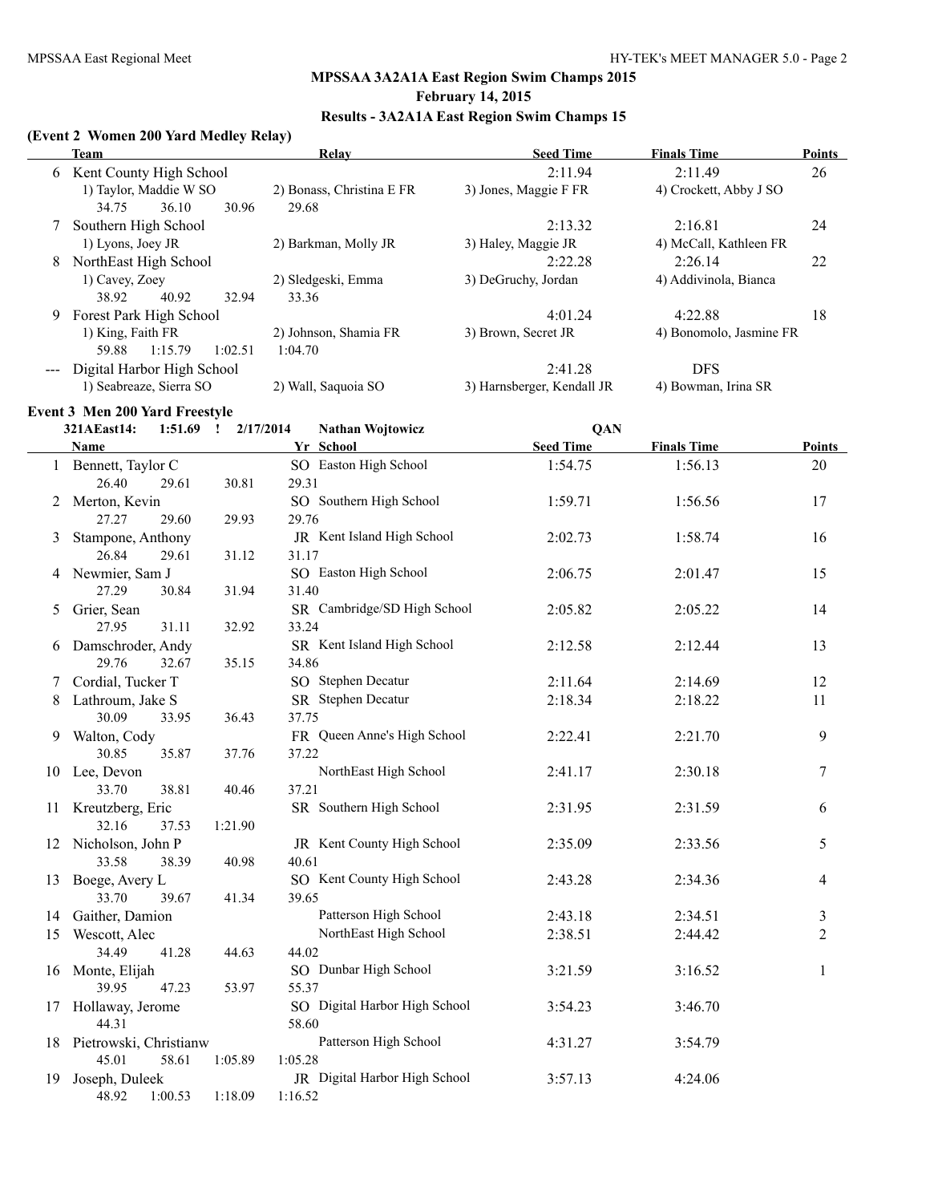## MPSSAA 3A2A1A East Region Swim Champs 2015

**February 14, 2015**

**Results - 3A2A1A East Region Swim Champs 15**

### (Event 2 Women 200 Yard Medley Relay)

| | Team | Relay | Seed Time | Finals Time | Points |
|---|---|---|---|---|---|
| 6 | Kent County High School | | 2:11.94 | 2:11.49 | 26 |
| | 1) Taylor, Maddie W SO | 2) Bonass, Christina E FR | 3) Jones, Maggie F FR | 4) Crockett, Abby J SO | |
| | 34.75 36.10 30.96 29.68 | | | | |
| 7 | Southern High School | | 2:13.32 | 2:16.81 | 24 |
| | 1) Lyons, Joey JR | 2) Barkman, Molly JR | 3) Haley, Maggie JR | 4) McCall, Kathleen FR | |
| 8 | NorthEast High School | | 2:22.28 | 2:26.14 | 22 |
| | 1) Cavey, Zoey | 2) Sledgeski, Emma | 3) DeGruchy, Jordan | 4) Addivinola, Bianca | |
| | 38.92 40.92 32.94 33.36 | | | | |
| 9 | Forest Park High School | | 4:01.24 | 4:22.88 | 18 |
| | 1) King, Faith FR | 2) Johnson, Shamia FR | 3) Brown, Secret JR | 4) Bonomolo, Jasmine FR | |
| | 59.88 1:15.79 1:02.51 1:04.70 | | | | |
| --- | Digital Harbor High School | | 2:41.28 | DFS | |
| | 1) Seabreaze, Sierra SO | 2) Wall, Saquoia SO | 3) Harnsberger, Kendall JR | 4) Bowman, Irina SR | |

### Event 3 Men 200 Yard Freestyle

321AEast14: 1:51.69 ! 2/17/2014 Nathan Wojtowicz QAN

| | Name | Yr | School | Seed Time | Finals Time | Points |
|---|---|---|---|---|---|---|
| 1 | Bennett, Taylor C | SO | Easton High School | 1:54.75 | 1:56.13 | 20 |
| | 26.40 29.61 30.81 29.31 | | | | | |
| 2 | Merton, Kevin | SO | Southern High School | 1:59.71 | 1:56.56 | 17 |
| | 27.27 29.60 29.93 29.76 | | | | | |
| 3 | Stampone, Anthony | JR | Kent Island High School | 2:02.73 | 1:58.74 | 16 |
| | 26.84 29.61 31.12 31.17 | | | | | |
| 4 | Newmier, Sam J | SO | Easton High School | 2:06.75 | 2:01.47 | 15 |
| | 27.29 30.84 31.94 31.40 | | | | | |
| 5 | Grier, Sean | SR | Cambridge/SD High School | 2:05.82 | 2:05.22 | 14 |
| | 27.95 31.11 32.92 33.24 | | | | | |
| 6 | Damschroder, Andy | SR | Kent Island High School | 2:12.58 | 2:12.44 | 13 |
| | 29.76 32.67 35.15 34.86 | | | | | |
| 7 | Cordial, Tucker T | SO | Stephen Decatur | 2:11.64 | 2:14.69 | 12 |
| 8 | Lathroum, Jake S | SR | Stephen Decatur | 2:18.34 | 2:18.22 | 11 |
| | 30.09 33.95 36.43 37.75 | | | | | |
| 9 | Walton, Cody | FR | Queen Anne's High School | 2:22.41 | 2:21.70 | 9 |
| | 30.85 35.87 37.76 37.22 | | | | | |
| 10 | Lee, Devon | | NorthEast High School | 2:41.17 | 2:30.18 | 7 |
| | 33.70 38.81 40.46 37.21 | | | | | |
| 11 | Kreutzberg, Eric | SR | Southern High School | 2:31.95 | 2:31.59 | 6 |
| | 32.16 37.53 1:21.90 | | | | | |
| 12 | Nicholson, John P | JR | Kent County High School | 2:35.09 | 2:33.56 | 5 |
| | 33.58 38.39 40.98 40.61 | | | | | |
| 13 | Boege, Avery L | SO | Kent County High School | 2:43.28 | 2:34.36 | 4 |
| | 33.70 39.67 41.34 39.65 | | | | | |
| 14 | Gaither, Damion | | Patterson High School | 2:43.18 | 2:34.51 | 3 |
| 15 | Wescott, Alec | | NorthEast High School | 2:38.51 | 2:44.42 | 2 |
| | 34.49 41.28 44.63 44.02 | | | | | |
| 16 | Monte, Elijah | SO | Dunbar High School | 3:21.59 | 3:16.52 | 1 |
| | 39.95 47.23 53.97 55.37 | | | | | |
| 17 | Hollaway, Jerome | SO | Digital Harbor High School | 3:54.23 | 3:46.70 | |
| | 44.31 58.60 | | | | | |
| 18 | Pietrowski, Christianw | | Patterson High School | 4:31.27 | 3:54.79 | |
| | 45.01 58.61 1:05.89 1:05.28 | | | | | |
| 19 | Joseph, Duleek | JR | Digital Harbor High School | 3:57.13 | 4:24.06 | |
| | 48.92 1:00.53 1:18.09 1:16.52 | | | | | |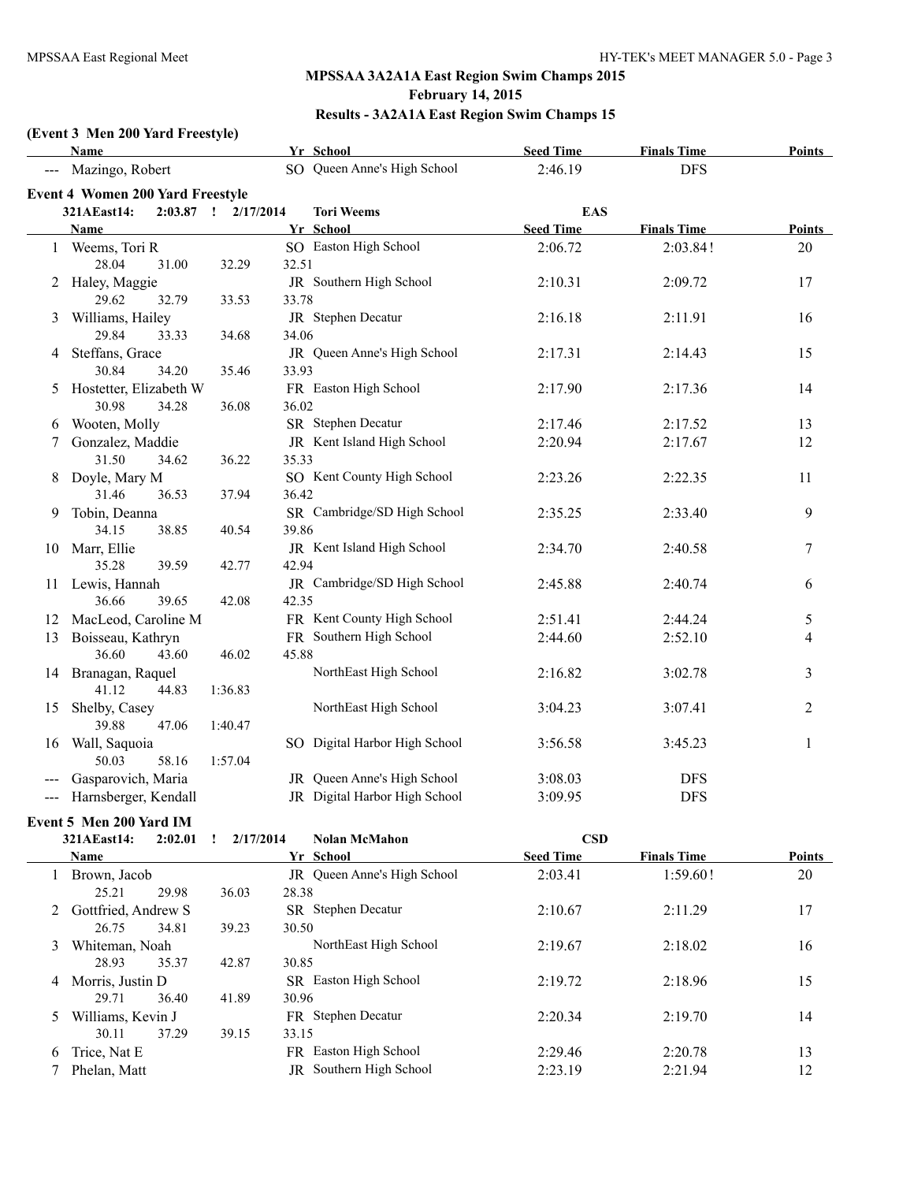## MPSSAA 3A2A1A East Region Swim Champs 2015

**February 14, 2015**

**Results - 3A2A1A East Region Swim Champs 15**

### (Event 3 Men 200 Yard Freestyle)

| | Name | Yr | School | Seed Time | Finals Time | Points |
|---|---|---|---|---|---|---|
| --- | Mazingo, Robert | SO | Queen Anne's High School | 2:46.19 | DFS | |

### Event 4 Women 200 Yard Freestyle

321AEast14: 2:03.87 ! 2/17/2014 Tori Weems EAS

| | Name | Yr | School | Seed Time | Finals Time | Points |
|---|---|---|---|---|---|---|
| 1 | Weems, Tori R | SO | Easton High School | 2:06.72 | 2:03.84! | 20 |
| | 28.04 31.00 32.29 32.51 | | | | | |
| 2 | Haley, Maggie | JR | Southern High School | 2:10.31 | 2:09.72 | 17 |
| | 29.62 32.79 33.53 33.78 | | | | | |
| 3 | Williams, Hailey | JR | Stephen Decatur | 2:16.18 | 2:11.91 | 16 |
| | 29.84 33.33 34.68 34.06 | | | | | |
| 4 | Steffans, Grace | JR | Queen Anne's High School | 2:17.31 | 2:14.43 | 15 |
| | 30.84 34.20 35.46 33.93 | | | | | |
| 5 | Hostetter, Elizabeth W | FR | Easton High School | 2:17.90 | 2:17.36 | 14 |
| | 30.98 34.28 36.08 36.02 | | | | | |
| 6 | Wooten, Molly | SR | Stephen Decatur | 2:17.46 | 2:17.52 | 13 |
| 7 | Gonzalez, Maddie | JR | Kent Island High School | 2:20.94 | 2:17.67 | 12 |
| | 31.50 34.62 36.22 35.33 | | | | | |
| 8 | Doyle, Mary M | SO | Kent County High School | 2:23.26 | 2:22.35 | 11 |
| | 31.46 36.53 37.94 36.42 | | | | | |
| 9 | Tobin, Deanna | SR | Cambridge/SD High School | 2:35.25 | 2:33.40 | 9 |
| | 34.15 38.85 40.54 39.86 | | | | | |
| 10 | Marr, Ellie | JR | Kent Island High School | 2:34.70 | 2:40.58 | 7 |
| | 35.28 39.59 42.77 42.94 | | | | | |
| 11 | Lewis, Hannah | JR | Cambridge/SD High School | 2:45.88 | 2:40.74 | 6 |
| | 36.66 39.65 42.08 42.35 | | | | | |
| 12 | MacLeod, Caroline M | FR | Kent County High School | 2:51.41 | 2:44.24 | 5 |
| 13 | Boisseau, Kathryn | FR | Southern High School | 2:44.60 | 2:52.10 | 4 |
| | 36.60 43.60 46.02 45.88 | | | | | |
| 14 | Branagan, Raquel | | NorthEast High School | 2:16.82 | 3:02.78 | 3 |
| | 41.12 44.83 1:36.83 | | | | | |
| 15 | Shelby, Casey | | NorthEast High School | 3:04.23 | 3:07.41 | 2 |
| | 39.88 47.06 1:40.47 | | | | | |
| 16 | Wall, Saquoia | SO | Digital Harbor High School | 3:56.58 | 3:45.23 | 1 |
| | 50.03 58.16 1:57.04 | | | | | |
| --- | Gasparovich, Maria | JR | Queen Anne's High School | 3:08.03 | DFS | |
| --- | Harnsberger, Kendall | JR | Digital Harbor High School | 3:09.95 | DFS | |

### Event 5 Men 200 Yard IM

321AEast14: 2:02.01 ! 2/17/2014 Nolan McMahon CSD

| | Name | Yr | School | Seed Time | Finals Time | Points |
|---|---|---|---|---|---|---|
| 1 | Brown, Jacob | JR | Queen Anne's High School | 2:03.41 | 1:59.60! | 20 |
| | 25.21 29.98 36.03 28.38 | | | | | |
| 2 | Gottfried, Andrew S | SR | Stephen Decatur | 2:10.67 | 2:11.29 | 17 |
| | 26.75 34.81 39.23 30.50 | | | | | |
| 3 | Whiteman, Noah | | NorthEast High School | 2:19.67 | 2:18.02 | 16 |
| | 28.93 35.37 42.87 30.85 | | | | | |
| 4 | Morris, Justin D | SR | Easton High School | 2:19.72 | 2:18.96 | 15 |
| | 29.71 36.40 41.89 30.96 | | | | | |
| 5 | Williams, Kevin J | FR | Stephen Decatur | 2:20.34 | 2:19.70 | 14 |
| | 30.11 37.29 39.15 33.15 | | | | | |
| 6 | Trice, Nat E | FR | Easton High School | 2:29.46 | 2:20.78 | 13 |
| 7 | Phelan, Matt | JR | Southern High School | 2:23.19 | 2:21.94 | 12 |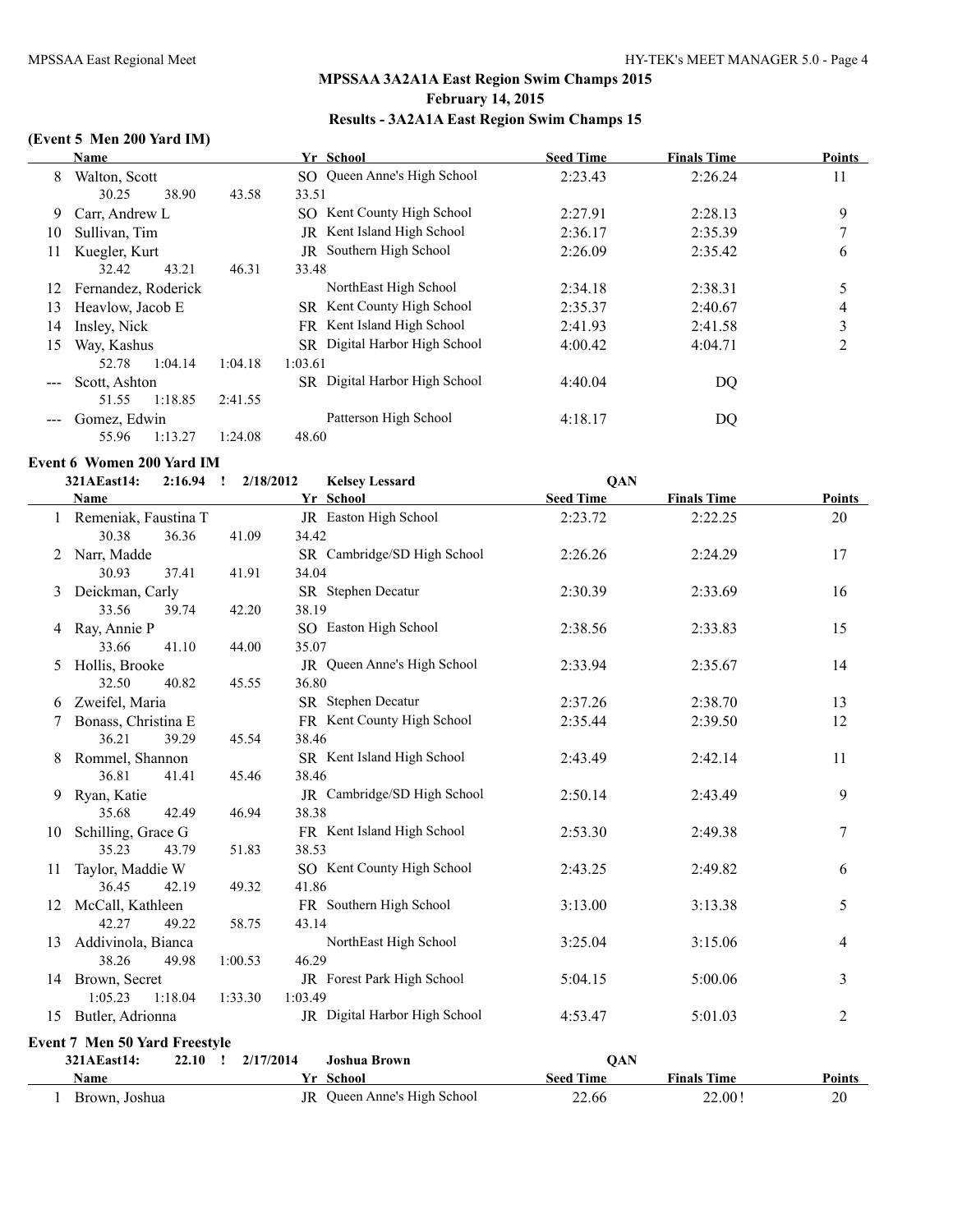## MPSSAA 3A2A1A East Region Swim Champs 2015

**February 14, 2015**

**Results - 3A2A1A East Region Swim Champs 15**

### (Event 5 Men 200 Yard IM)

| | Name | Yr | School | Seed Time | Finals Time | Points |
|---|---|---|---|---|---|---|
| 8 | Walton, Scott | SO | Queen Anne's High School | 2:23.43 | 2:26.24 | 11 |
| | 30.25 38.90 43.58 33.51 | | | | | |
| 9 | Carr, Andrew L | SO | Kent County High School | 2:27.91 | 2:28.13 | 9 |
| 10 | Sullivan, Tim | JR | Kent Island High School | 2:36.17 | 2:35.39 | 7 |
| 11 | Kuegler, Kurt | JR | Southern High School | 2:26.09 | 2:35.42 | 6 |
| | 32.42 43.21 46.31 33.48 | | | | | |
| 12 | Fernandez, Roderick | | NorthEast High School | 2:34.18 | 2:38.31 | 5 |
| 13 | Heavlow, Jacob E | SR | Kent County High School | 2:35.37 | 2:40.67 | 4 |
| 14 | Insley, Nick | FR | Kent Island High School | 2:41.93 | 2:41.58 | 3 |
| 15 | Way, Kashus | SR | Digital Harbor High School | 4:00.42 | 4:04.71 | 2 |
| | 52.78 1:04.14 1:04.18 1:03.61 | | | | | |
| --- | Scott, Ashton | SR | Digital Harbor High School | 4:40.04 | DQ | |
| | 51.55 1:18.85 2:41.55 | | | | | |
| --- | Gomez, Edwin | | Patterson High School | 4:18.17 | DQ | |
| | 55.96 1:13.27 1:24.08 48.60 | | | | | |

### Event 6 Women 200 Yard IM

321AEast14: 2:16.94 ! 2/18/2012 Kelsey Lessard QAN

| | Name | Yr | School | Seed Time | Finals Time | Points |
|---|---|---|---|---|---|---|
| 1 | Remeniak, Faustina T | JR | Easton High School | 2:23.72 | 2:22.25 | 20 |
| | 30.38 36.36 41.09 34.42 | | | | | |
| 2 | Narr, Madde | SR | Cambridge/SD High School | 2:26.26 | 2:24.29 | 17 |
| | 30.93 37.41 41.91 34.04 | | | | | |
| 3 | Deickman, Carly | SR | Stephen Decatur | 2:30.39 | 2:33.69 | 16 |
| | 33.56 39.74 42.20 38.19 | | | | | |
| 4 | Ray, Annie P | SO | Easton High School | 2:38.56 | 2:33.83 | 15 |
| | 33.66 41.10 44.00 35.07 | | | | | |
| 5 | Hollis, Brooke | JR | Queen Anne's High School | 2:33.94 | 2:35.67 | 14 |
| | 32.50 40.82 45.55 36.80 | | | | | |
| 6 | Zweifel, Maria | SR | Stephen Decatur | 2:37.26 | 2:38.70 | 13 |
| 7 | Bonass, Christina E | FR | Kent County High School | 2:35.44 | 2:39.50 | 12 |
| | 36.21 39.29 45.54 38.46 | | | | | |
| 8 | Rommel, Shannon | SR | Kent Island High School | 2:43.49 | 2:42.14 | 11 |
| | 36.81 41.41 45.46 38.46 | | | | | |
| 9 | Ryan, Katie | JR | Cambridge/SD High School | 2:50.14 | 2:43.49 | 9 |
| | 35.68 42.49 46.94 38.38 | | | | | |
| 10 | Schilling, Grace G | FR | Kent Island High School | 2:53.30 | 2:49.38 | 7 |
| | 35.23 43.79 51.83 38.53 | | | | | |
| 11 | Taylor, Maddie W | SO | Kent County High School | 2:43.25 | 2:49.82 | 6 |
| | 36.45 42.19 49.32 41.86 | | | | | |
| 12 | McCall, Kathleen | FR | Southern High School | 3:13.00 | 3:13.38 | 5 |
| | 42.27 49.22 58.75 43.14 | | | | | |
| 13 | Addivinola, Bianca | | NorthEast High School | 3:25.04 | 3:15.06 | 4 |
| | 38.26 49.98 1:00.53 46.29 | | | | | |
| 14 | Brown, Secret | JR | Forest Park High School | 5:04.15 | 5:00.06 | 3 |
| | 1:05.23 1:18.04 1:33.30 1:03.49 | | | | | |
| 15 | Butler, Adrionna | JR | Digital Harbor High School | 4:53.47 | 5:01.03 | 2 |

### Event 7 Men 50 Yard Freestyle

321AEast14: 22.10 ! 2/17/2014 Joshua Brown QAN

| | Name | Yr | School | Seed Time | Finals Time | Points |
|---|---|---|---|---|---|---|
| 1 | Brown, Joshua | JR | Queen Anne's High School | 22.66 | 22.00! | 20 |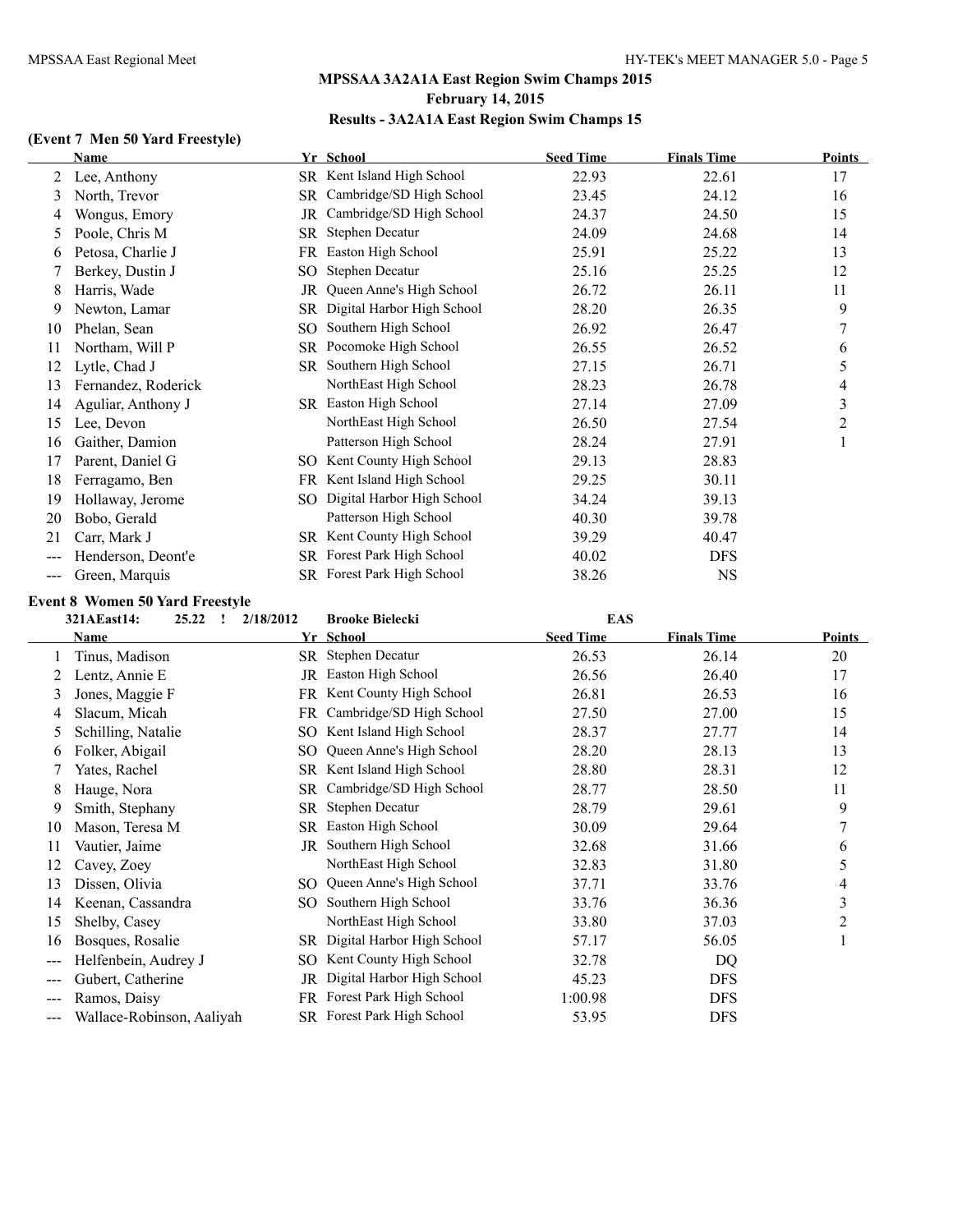## MPSSAA 3A2A1A East Region Swim Champs 2015

**February 14, 2015**

**Results - 3A2A1A East Region Swim Champs 15**

### (Event 7 Men 50 Yard Freestyle)

| | Name | Yr | School | Seed Time | Finals Time | Points |
|---|---|---|---|---|---|---|
| 2 | Lee, Anthony | SR | Kent Island High School | 22.93 | 22.61 | 17 |
| 3 | North, Trevor | SR | Cambridge/SD High School | 23.45 | 24.12 | 16 |
| 4 | Wongus, Emory | JR | Cambridge/SD High School | 24.37 | 24.50 | 15 |
| 5 | Poole, Chris M | SR | Stephen Decatur | 24.09 | 24.68 | 14 |
| 6 | Petosa, Charlie J | FR | Easton High School | 25.91 | 25.22 | 13 |
| 7 | Berkey, Dustin J | SO | Stephen Decatur | 25.16 | 25.25 | 12 |
| 8 | Harris, Wade | JR | Queen Anne's High School | 26.72 | 26.11 | 11 |
| 9 | Newton, Lamar | SR | Digital Harbor High School | 28.20 | 26.35 | 9 |
| 10 | Phelan, Sean | SO | Southern High School | 26.92 | 26.47 | 7 |
| 11 | Northam, Will P | SR | Pocomoke High School | 26.55 | 26.52 | 6 |
| 12 | Lytle, Chad J | SR | Southern High School | 27.15 | 26.71 | 5 |
| 13 | Fernandez, Roderick | | NorthEast High School | 28.23 | 26.78 | 4 |
| 14 | Aguliar, Anthony J | SR | Easton High School | 27.14 | 27.09 | 3 |
| 15 | Lee, Devon | | NorthEast High School | 26.50 | 27.54 | 2 |
| 16 | Gaither, Damion | | Patterson High School | 28.24 | 27.91 | 1 |
| 17 | Parent, Daniel G | SO | Kent County High School | 29.13 | 28.83 | |
| 18 | Ferragamo, Ben | FR | Kent Island High School | 29.25 | 30.11 | |
| 19 | Hollaway, Jerome | SO | Digital Harbor High School | 34.24 | 39.13 | |
| 20 | Bobo, Gerald | | Patterson High School | 40.30 | 39.78 | |
| 21 | Carr, Mark J | SR | Kent County High School | 39.29 | 40.47 | |
| --- | Henderson, Deont'e | SR | Forest Park High School | 40.02 | DFS | |
| --- | Green, Marquis | SR | Forest Park High School | 38.26 | NS | |

### Event 8 Women 50 Yard Freestyle

**321AEast14: 25.22 ! 2/18/2012 Brooke Bielecki EAS**

| | Name | Yr | School | Seed Time | Finals Time | Points |
|---|---|---|---|---|---|---|
| 1 | Tinus, Madison | SR | Stephen Decatur | 26.53 | 26.14 | 20 |
| 2 | Lentz, Annie E | JR | Easton High School | 26.56 | 26.40 | 17 |
| 3 | Jones, Maggie F | FR | Kent County High School | 26.81 | 26.53 | 16 |
| 4 | Slacum, Micah | FR | Cambridge/SD High School | 27.50 | 27.00 | 15 |
| 5 | Schilling, Natalie | SO | Kent Island High School | 28.37 | 27.77 | 14 |
| 6 | Folker, Abigail | SO | Queen Anne's High School | 28.20 | 28.13 | 13 |
| 7 | Yates, Rachel | SR | Kent Island High School | 28.80 | 28.31 | 12 |
| 8 | Hauge, Nora | SR | Cambridge/SD High School | 28.77 | 28.50 | 11 |
| 9 | Smith, Stephany | SR | Stephen Decatur | 28.79 | 29.61 | 9 |
| 10 | Mason, Teresa M | SR | Easton High School | 30.09 | 29.64 | 7 |
| 11 | Vautier, Jaime | JR | Southern High School | 32.68 | 31.66 | 6 |
| 12 | Cavey, Zoey | | NorthEast High School | 32.83 | 31.80 | 5 |
| 13 | Dissen, Olivia | SO | Queen Anne's High School | 37.71 | 33.76 | 4 |
| 14 | Keenan, Cassandra | SO | Southern High School | 33.76 | 36.36 | 3 |
| 15 | Shelby, Casey | | NorthEast High School | 33.80 | 37.03 | 2 |
| 16 | Bosques, Rosalie | SR | Digital Harbor High School | 57.17 | 56.05 | 1 |
| --- | Helfenbein, Audrey J | SO | Kent County High School | 32.78 | DQ | |
| --- | Gubert, Catherine | JR | Digital Harbor High School | 45.23 | DFS | |
| --- | Ramos, Daisy | FR | Forest Park High School | 1:00.98 | DFS | |
| --- | Wallace-Robinson, Aaliyah | SR | Forest Park High School | 53.95 | DFS | |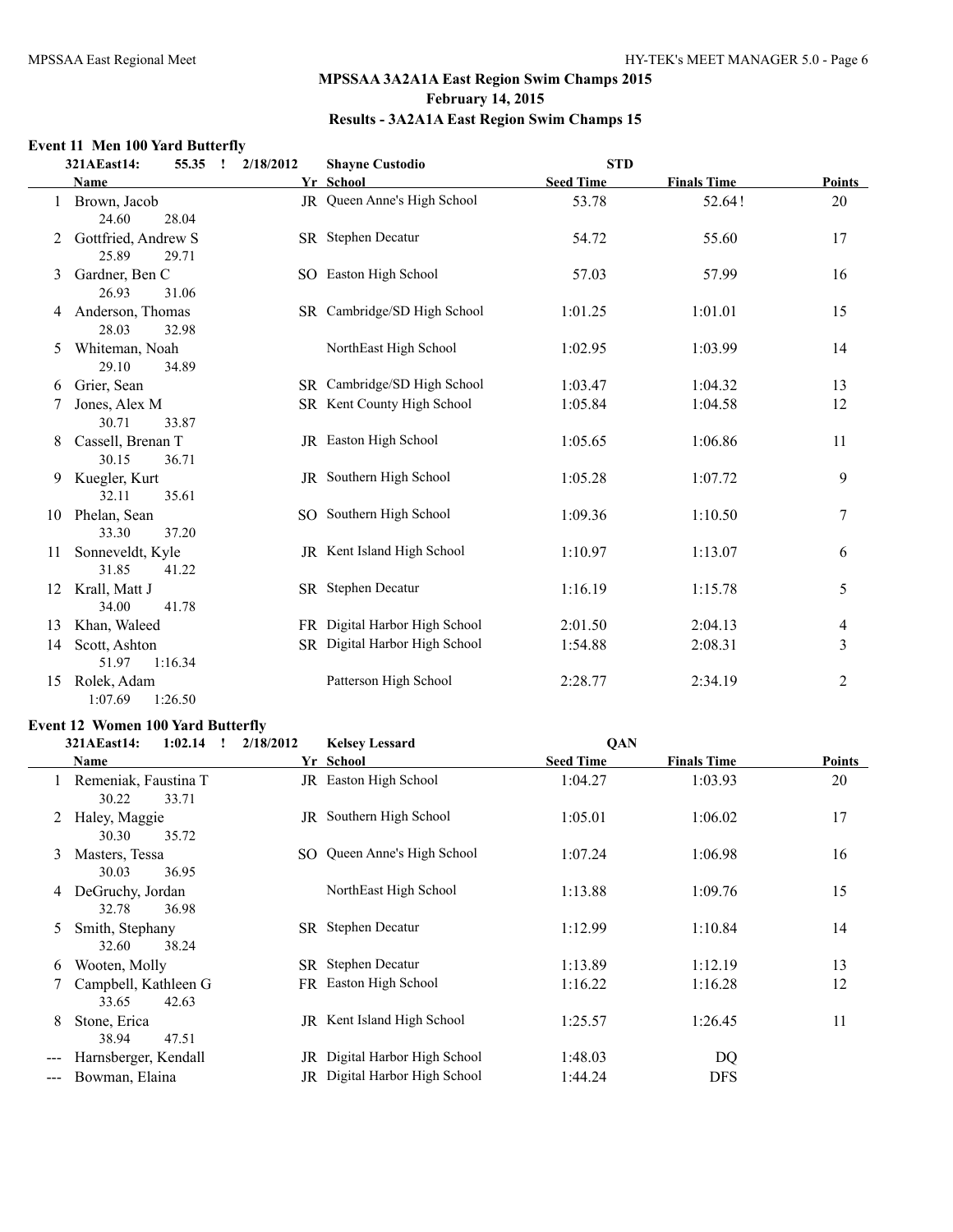# MPSSAA 3A2A1A East Region Swim Champs 2015

**February 14, 2015**

**Results - 3A2A1A East Region Swim Champs 15**

## Event 11 Men 100 Yard Butterfly

321AEast14: 55.35 ! 2/18/2012 Shayne Custodio STD

| | Name | Yr | School | Seed Time | Finals Time | Points |
|---|---|---|---|---|---|---|
| 1 | Brown, Jacob | JR | Queen Anne's High School | 53.78 | 52.64! | 20 |
| | 24.60 28.04 | | | | | |
| 2 | Gottfried, Andrew S | SR | Stephen Decatur | 54.72 | 55.60 | 17 |
| | 25.89 29.71 | | | | | |
| 3 | Gardner, Ben C | SO | Easton High School | 57.03 | 57.99 | 16 |
| | 26.93 31.06 | | | | | |
| 4 | Anderson, Thomas | SR | Cambridge/SD High School | 1:01.25 | 1:01.01 | 15 |
| | 28.03 32.98 | | | | | |
| 5 | Whiteman, Noah | | NorthEast High School | 1:02.95 | 1:03.99 | 14 |
| | 29.10 34.89 | | | | | |
| 6 | Grier, Sean | SR | Cambridge/SD High School | 1:03.47 | 1:04.32 | 13 |
| 7 | Jones, Alex M | SR | Kent County High School | 1:05.84 | 1:04.58 | 12 |
| | 30.71 33.87 | | | | | |
| 8 | Cassell, Brenan T | JR | Easton High School | 1:05.65 | 1:06.86 | 11 |
| | 30.15 36.71 | | | | | |
| 9 | Kuegler, Kurt | JR | Southern High School | 1:05.28 | 1:07.72 | 9 |
| | 32.11 35.61 | | | | | |
| 10 | Phelan, Sean | SO | Southern High School | 1:09.36 | 1:10.50 | 7 |
| | 33.30 37.20 | | | | | |
| 11 | Sonneveldt, Kyle | JR | Kent Island High School | 1:10.97 | 1:13.07 | 6 |
| | 31.85 41.22 | | | | | |
| 12 | Krall, Matt J | SR | Stephen Decatur | 1:16.19 | 1:15.78 | 5 |
| | 34.00 41.78 | | | | | |
| 13 | Khan, Waleed | FR | Digital Harbor High School | 2:01.50 | 2:04.13 | 4 |
| 14 | Scott, Ashton | SR | Digital Harbor High School | 1:54.88 | 2:08.31 | 3 |
| | 51.97 1:16.34 | | | | | |
| 15 | Rolek, Adam | | Patterson High School | 2:28.77 | 2:34.19 | 2 |
| | 1:07.69 1:26.50 | | | | | |

## Event 12 Women 100 Yard Butterfly

321AEast14: 1:02.14 ! 2/18/2012 Kelsey Lessard QAN

| | Name | Yr | School | Seed Time | Finals Time | Points |
|---|---|---|---|---|---|---|
| 1 | Remeniak, Faustina T | JR | Easton High School | 1:04.27 | 1:03.93 | 20 |
| | 30.22 33.71 | | | | | |
| 2 | Haley, Maggie | JR | Southern High School | 1:05.01 | 1:06.02 | 17 |
| | 30.30 35.72 | | | | | |
| 3 | Masters, Tessa | SO | Queen Anne's High School | 1:07.24 | 1:06.98 | 16 |
| | 30.03 36.95 | | | | | |
| 4 | DeGruchy, Jordan | | NorthEast High School | 1:13.88 | 1:09.76 | 15 |
| | 32.78 36.98 | | | | | |
| 5 | Smith, Stephany | SR | Stephen Decatur | 1:12.99 | 1:10.84 | 14 |
| | 32.60 38.24 | | | | | |
| 6 | Wooten, Molly | SR | Stephen Decatur | 1:13.89 | 1:12.19 | 13 |
| 7 | Campbell, Kathleen G | FR | Easton High School | 1:16.22 | 1:16.28 | 12 |
| | 33.65 42.63 | | | | | |
| 8 | Stone, Erica | JR | Kent Island High School | 1:25.57 | 1:26.45 | 11 |
| | 38.94 47.51 | | | | | |
| --- | Harnsberger, Kendall | JR | Digital Harbor High School | 1:48.03 | DQ | |
| --- | Bowman, Elaina | JR | Digital Harbor High School | 1:44.24 | DFS | |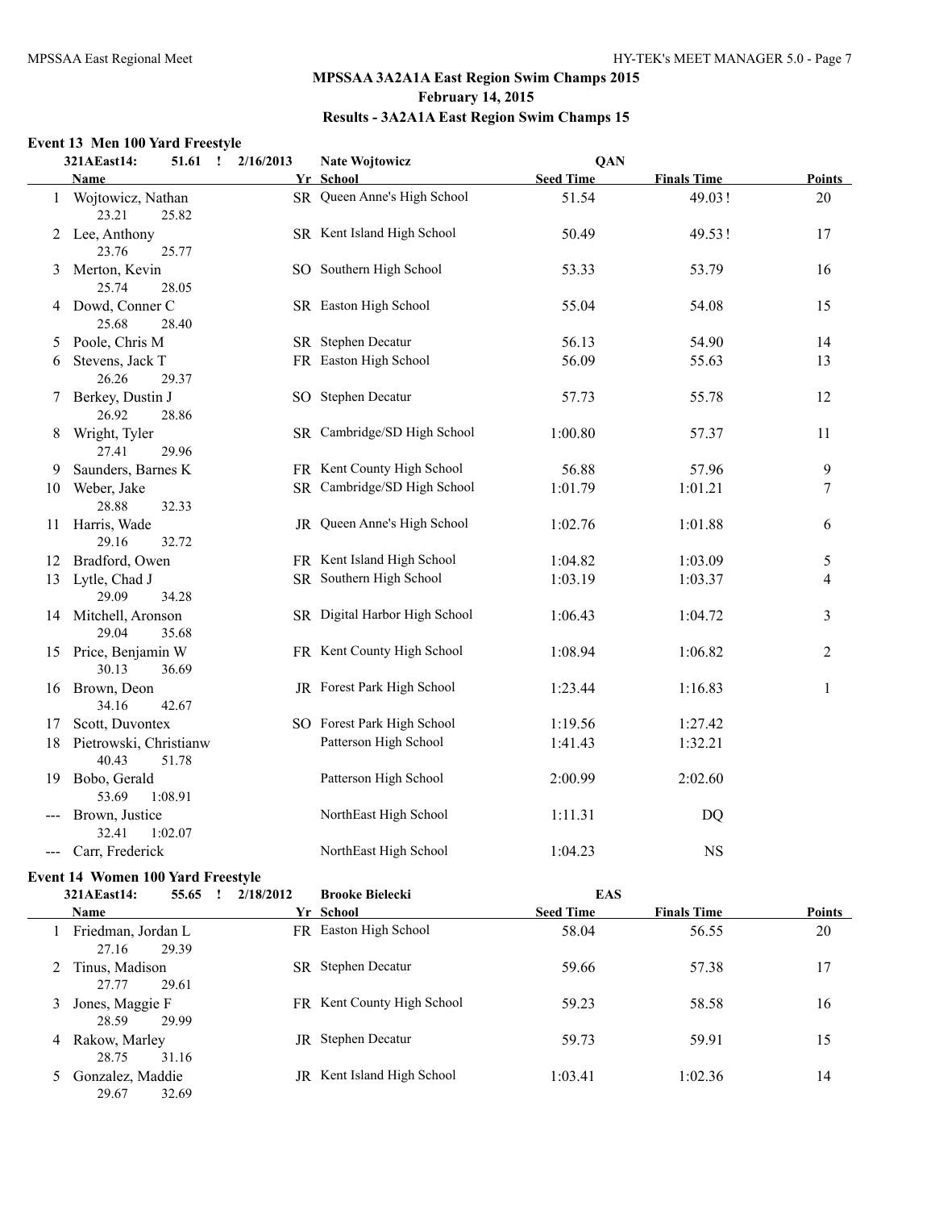## MPSSAA 3A2A1A East Region Swim Champs 2015

**February 14, 2015**

**Results - 3A2A1A East Region Swim Champs 15**

### Event 13 Men 100 Yard Freestyle

321AEast14: 51.61 ! 2/16/2013 Nate Wojtowicz QAN

| | Name | Yr | School | Seed Time | Finals Time | Points |
|---|---|---|---|---|---|---|
| 1 | Wojtowicz, Nathan | SR | Queen Anne's High School | 51.54 | 49.03! | 20 |
| | 23.21 25.82 | | | | | |
| 2 | Lee, Anthony | SR | Kent Island High School | 50.49 | 49.53! | 17 |
| | 23.76 25.77 | | | | | |
| 3 | Merton, Kevin | SO | Southern High School | 53.33 | 53.79 | 16 |
| | 25.74 28.05 | | | | | |
| 4 | Dowd, Conner C | SR | Easton High School | 55.04 | 54.08 | 15 |
| | 25.68 28.40 | | | | | |
| 5 | Poole, Chris M | SR | Stephen Decatur | 56.13 | 54.90 | 14 |
| 6 | Stevens, Jack T | FR | Easton High School | 56.09 | 55.63 | 13 |
| | 26.26 29.37 | | | | | |
| 7 | Berkey, Dustin J | SO | Stephen Decatur | 57.73 | 55.78 | 12 |
| | 26.92 28.86 | | | | | |
| 8 | Wright, Tyler | SR | Cambridge/SD High School | 1:00.80 | 57.37 | 11 |
| | 27.41 29.96 | | | | | |
| 9 | Saunders, Barnes K | FR | Kent County High School | 56.88 | 57.96 | 9 |
| 10 | Weber, Jake | SR | Cambridge/SD High School | 1:01.79 | 1:01.21 | 7 |
| | 28.88 32.33 | | | | | |
| 11 | Harris, Wade | JR | Queen Anne's High School | 1:02.76 | 1:01.88 | 6 |
| | 29.16 32.72 | | | | | |
| 12 | Bradford, Owen | FR | Kent Island High School | 1:04.82 | 1:03.09 | 5 |
| 13 | Lytle, Chad J | SR | Southern High School | 1:03.19 | 1:03.37 | 4 |
| | 29.09 34.28 | | | | | |
| 14 | Mitchell, Aronson | SR | Digital Harbor High School | 1:06.43 | 1:04.72 | 3 |
| | 29.04 35.68 | | | | | |
| 15 | Price, Benjamin W | FR | Kent County High School | 1:08.94 | 1:06.82 | 2 |
| | 30.13 36.69 | | | | | |
| 16 | Brown, Deon | JR | Forest Park High School | 1:23.44 | 1:16.83 | 1 |
| | 34.16 42.67 | | | | | |
| 17 | Scott, Duvontex | SO | Forest Park High School | 1:19.56 | 1:27.42 | |
| 18 | Pietrowski, Christianw | | Patterson High School | 1:41.43 | 1:32.21 | |
| | 40.43 51.78 | | | | | |
| 19 | Bobo, Gerald | | Patterson High School | 2:00.99 | 2:02.60 | |
| | 53.69 1:08.91 | | | | | |
| --- | Brown, Justice | | NorthEast High School | 1:11.31 | DQ | |
| | 32.41 1:02.07 | | | | | |
| --- | Carr, Frederick | | NorthEast High School | 1:04.23 | NS | |

### Event 14 Women 100 Yard Freestyle

321AEast14: 55.65 ! 2/18/2012 Brooke Bielecki EAS

| | Name | Yr | School | Seed Time | Finals Time | Points |
|---|---|---|---|---|---|---|
| 1 | Friedman, Jordan L | FR | Easton High School | 58.04 | 56.55 | 20 |
| | 27.16 29.39 | | | | | |
| 2 | Tinus, Madison | SR | Stephen Decatur | 59.66 | 57.38 | 17 |
| | 27.77 29.61 | | | | | |
| 3 | Jones, Maggie F | FR | Kent County High School | 59.23 | 58.58 | 16 |
| | 28.59 29.99 | | | | | |
| 4 | Rakow, Marley | JR | Stephen Decatur | 59.73 | 59.91 | 15 |
| | 28.75 31.16 | | | | | |
| 5 | Gonzalez, Maddie | JR | Kent Island High School | 1:03.41 | 1:02.36 | 14 |
| | 29.67 32.69 | | | | | |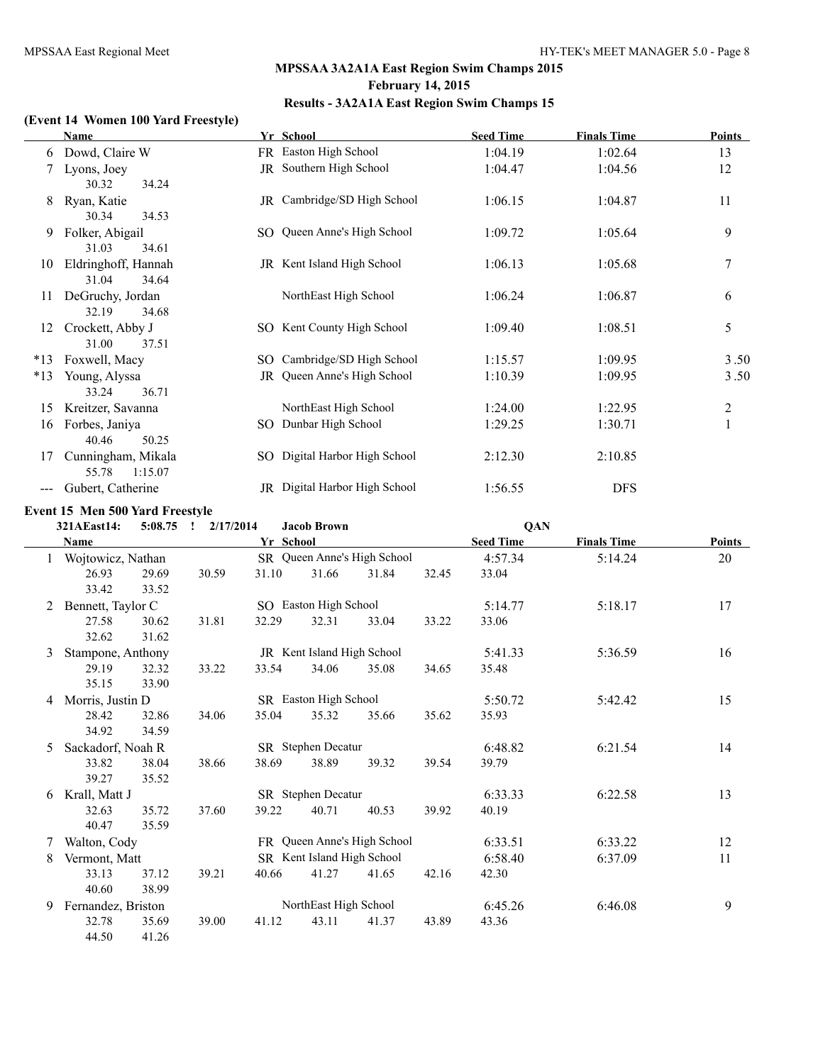## MPSSAA 3A2A1A East Region Swim Champs 2015

**February 14, 2015**

**Results - 3A2A1A East Region Swim Champs 15**

### (Event 14 Women 100 Yard Freestyle)

| | Name | Yr | School | Seed Time | Finals Time | Points |
|---|---|---|---|---|---|---|
| 6 | Dowd, Claire W | FR | Easton High School | 1:04.19 | 1:02.64 | 13 |
| 7 | Lyons, Joey | JR | Southern High School | 1:04.47 | 1:04.56 | 12 |
| | 30.32 34.24 | | | | | |
| 8 | Ryan, Katie | JR | Cambridge/SD High School | 1:06.15 | 1:04.87 | 11 |
| | 30.34 34.53 | | | | | |
| 9 | Folker, Abigail | SO | Queen Anne's High School | 1:09.72 | 1:05.64 | 9 |
| | 31.03 34.61 | | | | | |
| 10 | Eldringhoff, Hannah | JR | Kent Island High School | 1:06.13 | 1:05.68 | 7 |
| | 31.04 34.64 | | | | | |
| 11 | DeGruchy, Jordan | | NorthEast High School | 1:06.24 | 1:06.87 | 6 |
| | 32.19 34.68 | | | | | |
| 12 | Crockett, Abby J | SO | Kent County High School | 1:09.40 | 1:08.51 | 5 |
| | 31.00 37.51 | | | | | |
| *13 | Foxwell, Macy | SO | Cambridge/SD High School | 1:15.57 | 1:09.95 | 3.50 |
| *13 | Young, Alyssa | JR | Queen Anne's High School | 1:10.39 | 1:09.95 | 3.50 |
| | 33.24 36.71 | | | | | |
| 15 | Kreitzer, Savanna | | NorthEast High School | 1:24.00 | 1:22.95 | 2 |
| 16 | Forbes, Janiya | SO | Dunbar High School | 1:29.25 | 1:30.71 | 1 |
| | 40.46 50.25 | | | | | |
| 17 | Cunningham, Mikala | SO | Digital Harbor High School | 2:12.30 | 2:10.85 | |
| | 55.78 1:15.07 | | | | | |
| --- | Gubert, Catherine | JR | Digital Harbor High School | 1:56.55 | DFS | |

### Event 15 Men 500 Yard Freestyle

321AEast14: 5:08.75 ! 2/17/2014 Jacob Brown QAN

| | Name | Yr | School | Seed Time | Finals Time | Points |
|---|---|---|---|---|---|---|
| 1 | Wojtowicz, Nathan | SR | Queen Anne's High School | 4:57.34 | 5:14.24 | 20 |
| | 26.93 29.69 30.59 31.10 31.66 31.84 32.45 33.04 33.42 33.52 | | | | | |
| 2 | Bennett, Taylor C | SO | Easton High School | 5:14.77 | 5:18.17 | 17 |
| | 27.58 30.62 31.81 32.29 32.31 33.04 33.22 33.06 32.62 31.62 | | | | | |
| 3 | Stampone, Anthony | JR | Kent Island High School | 5:41.33 | 5:36.59 | 16 |
| | 29.19 32.32 33.22 33.54 34.06 35.08 34.65 35.48 35.15 33.90 | | | | | |
| 4 | Morris, Justin D | SR | Easton High School | 5:50.72 | 5:42.42 | 15 |
| | 28.42 32.86 34.06 35.04 35.32 35.66 35.62 35.93 34.92 34.59 | | | | | |
| 5 | Sackadorf, Noah R | SR | Stephen Decatur | 6:48.82 | 6:21.54 | 14 |
| | 33.82 38.04 38.66 38.69 38.89 39.32 39.54 39.79 39.27 35.52 | | | | | |
| 6 | Krall, Matt J | SR | Stephen Decatur | 6:33.33 | 6:22.58 | 13 |
| | 32.63 35.72 37.60 39.22 40.71 40.53 39.92 40.19 40.47 35.59 | | | | | |
| 7 | Walton, Cody | FR | Queen Anne's High School | 6:33.51 | 6:33.22 | 12 |
| 8 | Vermont, Matt | SR | Kent Island High School | 6:58.40 | 6:37.09 | 11 |
| | 33.13 37.12 39.21 40.66 41.27 41.65 42.16 42.30 40.60 38.99 | | | | | |
| 9 | Fernandez, Briston | | NorthEast High School | 6:45.26 | 6:46.08 | 9 |
| | 32.78 35.69 39.00 41.12 43.11 41.37 43.89 43.36 44.50 41.26 | | | | | |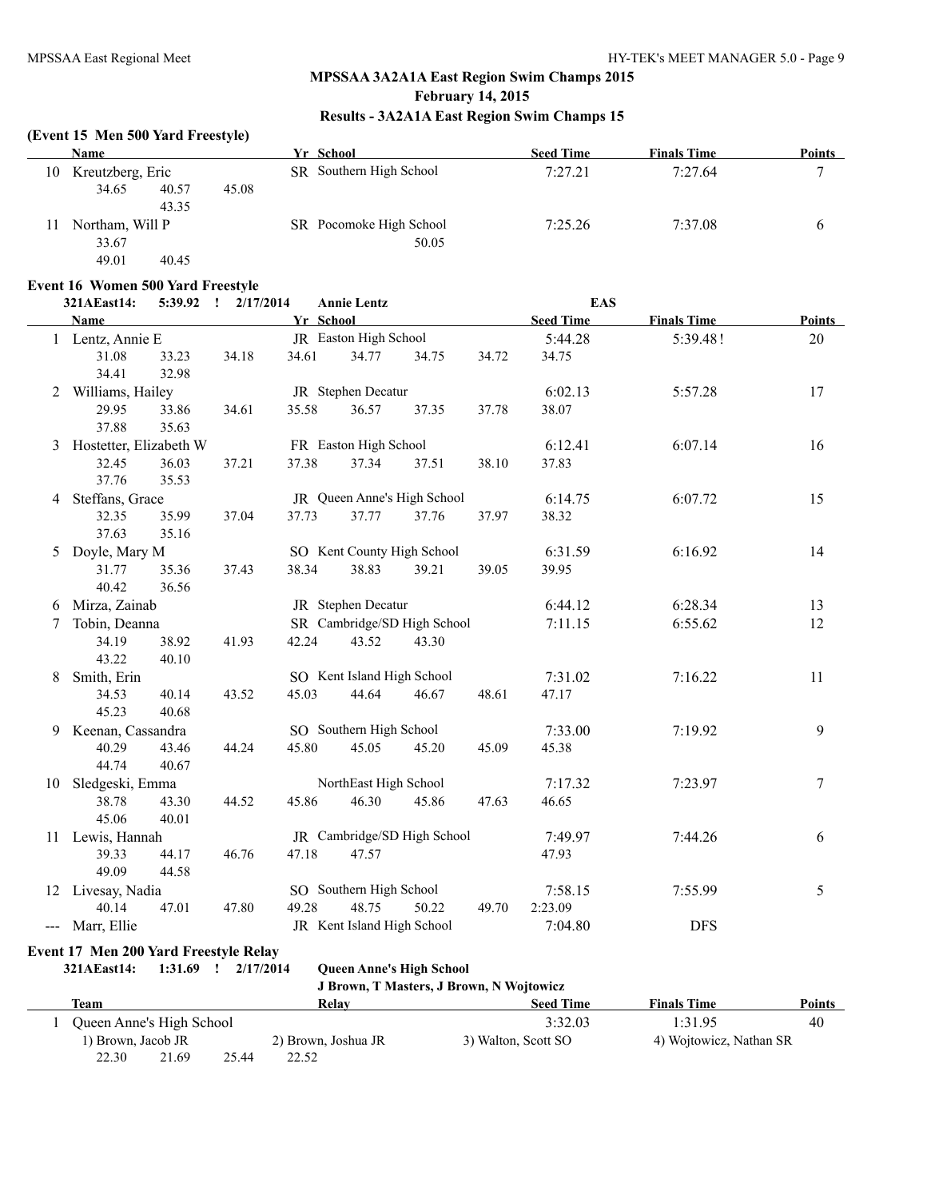## MPSSAA 3A2A1A East Region Swim Champs 2015

**February 14, 2015**

**Results - 3A2A1A East Region Swim Champs 15**

### (Event 15 Men 500 Yard Freestyle)

| | Name | Yr | School | Seed Time | Finals Time | Points |
|---|---|---|---|---|---|---|
| 10 | Kreutzberg, Eric | SR | Southern High School | 7:27.21 | 7:27.64 | 7 |
| | 34.65 40.57 45.08 43.35 | | | | | |
| 11 | Northam, Will P | SR | Pocomoke High School | 7:25.26 | 7:37.08 | 6 |
| | 33.67 50.05 49.01 40.45 | | | | | |

### Event 16 Women 500 Yard Freestyle

321AEast14: 5:39.92 ! 2/17/2014 Annie Lentz EAS

| | Name | Yr | School | Seed Time | Finals Time | Points |
|---|---|---|---|---|---|---|
| 1 | Lentz, Annie E | JR | Easton High School | 5:44.28 | 5:39.48! | 20 |
| | 31.08 33.23 34.18 34.61 34.77 34.75 34.72 34.75 34.41 32.98 | | | | | |
| 2 | Williams, Hailey | JR | Stephen Decatur | 6:02.13 | 5:57.28 | 17 |
| | 29.95 33.86 34.61 35.58 36.57 37.35 37.78 38.07 37.88 35.63 | | | | | |
| 3 | Hostetter, Elizabeth W | FR | Easton High School | 6:12.41 | 6:07.14 | 16 |
| | 32.45 36.03 37.21 37.38 37.34 37.51 38.10 37.83 37.76 35.53 | | | | | |
| 4 | Steffans, Grace | JR | Queen Anne's High School | 6:14.75 | 6:07.72 | 15 |
| | 32.35 35.99 37.04 37.73 37.77 37.76 37.97 38.32 37.63 35.16 | | | | | |
| 5 | Doyle, Mary M | SO | Kent County High School | 6:31.59 | 6:16.92 | 14 |
| | 31.77 35.36 37.43 38.34 38.83 39.21 39.05 39.95 40.42 36.56 | | | | | |
| 6 | Mirza, Zainab | JR | Stephen Decatur | 6:44.12 | 6:28.34 | 13 |
| 7 | Tobin, Deanna | SR | Cambridge/SD High School | 7:11.15 | 6:55.62 | 12 |
| | 34.19 38.92 41.93 42.24 43.52 43.30 43.22 40.10 | | | | | |
| 8 | Smith, Erin | SO | Kent Island High School | 7:31.02 | 7:16.22 | 11 |
| | 34.53 40.14 43.52 45.03 44.64 46.67 48.61 47.17 45.23 40.68 | | | | | |
| 9 | Keenan, Cassandra | SO | Southern High School | 7:33.00 | 7:19.92 | 9 |
| | 40.29 43.46 44.24 45.80 45.05 45.20 45.09 45.38 44.74 40.67 | | | | | |
| 10 | Sledgeski, Emma | | NorthEast High School | 7:17.32 | 7:23.97 | 7 |
| | 38.78 43.30 44.52 45.86 46.30 45.86 47.63 46.65 45.06 40.01 | | | | | |
| 11 | Lewis, Hannah | JR | Cambridge/SD High School | 7:49.97 | 7:44.26 | 6 |
| | 39.33 44.17 46.76 47.18 47.57 47.93 49.09 44.58 | | | | | |
| 12 | Livesay, Nadia | SO | Southern High School | 7:58.15 | 7:55.99 | 5 |
| | 40.14 47.01 47.80 49.28 48.75 50.22 49.70 2:23.09 | | | | | |
| --- | Marr, Ellie | JR | Kent Island High School | 7:04.80 | DFS | |

### Event 17 Men 200 Yard Freestyle Relay

321AEast14: 1:31.69 ! 2/17/2014 **Queen Anne's High School**

**J Brown, T Masters, J Brown, N Wojtowicz**

| | Team | Relay | Seed Time | Finals Time | Points |
|---|---|---|---|---|---|
| 1 | Queen Anne's High School | | 3:32.03 | 1:31.95 | 40 |
| | 1) Brown, Jacob JR | 2) Brown, Joshua JR | 3) Walton, Scott SO | 4) Wojtowicz, Nathan SR | |
| | 22.30 21.69 25.44 22.52 | | | | |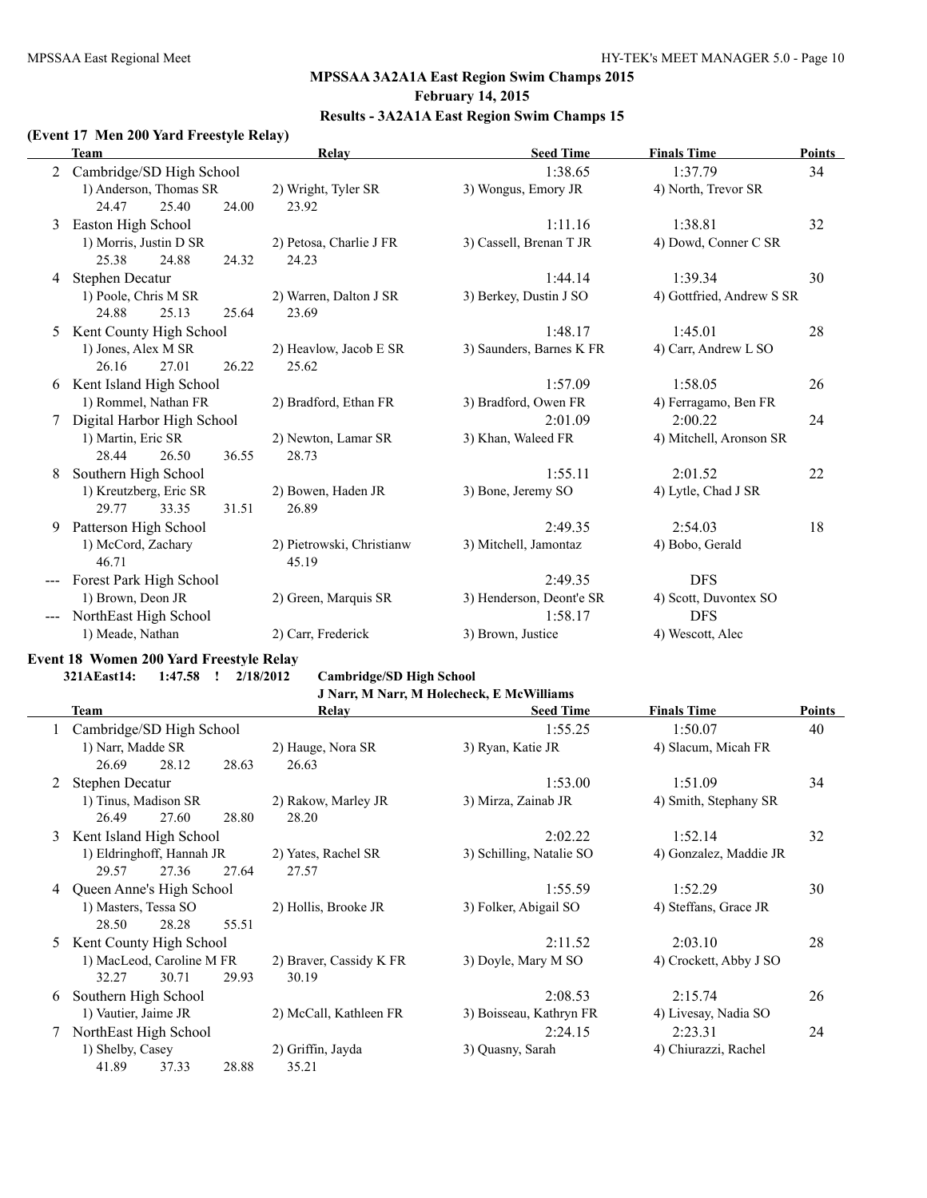## MPSSAA 3A2A1A East Region Swim Champs 2015

**February 14, 2015**

**Results - 3A2A1A East Region Swim Champs 15**

### (Event 17 Men 200 Yard Freestyle Relay)

| | Team | Relay | Seed Time | Finals Time | Points |
|---|---|---|---|---|---|
| 2 | Cambridge/SD High School | | 1:38.65 | 1:37.79 | 34 |
| | 1) Anderson, Thomas SR | 2) Wright, Tyler SR | 3) Wongus, Emory JR | 4) North, Trevor SR | |
| | 24.47 25.40 24.00 | 23.92 | | | |
| 3 | Easton High School | | 1:11.16 | 1:38.81 | 32 |
| | 1) Morris, Justin D SR | 2) Petosa, Charlie J FR | 3) Cassell, Brenan T JR | 4) Dowd, Conner C SR | |
| | 25.38 24.88 24.32 | 24.23 | | | |
| 4 | Stephen Decatur | | 1:44.14 | 1:39.34 | 30 |
| | 1) Poole, Chris M SR | 2) Warren, Dalton J SR | 3) Berkey, Dustin J SO | 4) Gottfried, Andrew S SR | |
| | 24.88 25.13 25.64 | 23.69 | | | |
| 5 | Kent County High School | | 1:48.17 | 1:45.01 | 28 |
| | 1) Jones, Alex M SR | 2) Heavlow, Jacob E SR | 3) Saunders, Barnes K FR | 4) Carr, Andrew L SO | |
| | 26.16 27.01 26.22 | 25.62 | | | |
| 6 | Kent Island High School | | 1:57.09 | 1:58.05 | 26 |
| | 1) Rommel, Nathan FR | 2) Bradford, Ethan FR | 3) Bradford, Owen FR | 4) Ferragamo, Ben FR | |
| 7 | Digital Harbor High School | | 2:01.09 | 2:00.22 | 24 |
| | 1) Martin, Eric SR | 2) Newton, Lamar SR | 3) Khan, Waleed FR | 4) Mitchell, Aronson SR | |
| | 28.44 26.50 36.55 | 28.73 | | | |
| 8 | Southern High School | | 1:55.11 | 2:01.52 | 22 |
| | 1) Kreutzberg, Eric SR | 2) Bowen, Haden JR | 3) Bone, Jeremy SO | 4) Lytle, Chad J SR | |
| | 29.77 33.35 31.51 | 26.89 | | | |
| 9 | Patterson High School | | 2:49.35 | 2:54.03 | 18 |
| | 1) McCord, Zachary | 2) Pietrowski, Christianw | 3) Mitchell, Jamontaz | 4) Bobo, Gerald | |
| | 46.71 | 45.19 | | | |
| --- | Forest Park High School | | 2:49.35 | DFS | |
| | 1) Brown, Deon JR | 2) Green, Marquis SR | 3) Henderson, Deont'e SR | 4) Scott, Duvontex SO | |
| --- | NorthEast High School | | 1:58.17 | DFS | |
| | 1) Meade, Nathan | 2) Carr, Frederick | 3) Brown, Justice | 4) Wescott, Alec | |

### Event 18 Women 200 Yard Freestyle Relay

**321AEast14: 1:47.58 ! 2/18/2012 Cambridge/SD High School**
**J Narr, M Narr, M Holecheck, E McWilliams**

| | Team | Relay | Seed Time | Finals Time | Points |
|---|---|---|---|---|---|
| 1 | Cambridge/SD High School | | 1:55.25 | 1:50.07 | 40 |
| | 1) Narr, Madde SR | 2) Hauge, Nora SR | 3) Ryan, Katie JR | 4) Slacum, Micah FR | |
| | 26.69 28.12 28.63 | 26.63 | | | |
| 2 | Stephen Decatur | | 1:53.00 | 1:51.09 | 34 |
| | 1) Tinus, Madison SR | 2) Rakow, Marley JR | 3) Mirza, Zainab JR | 4) Smith, Stephany SR | |
| | 26.49 27.60 28.80 | 28.20 | | | |
| 3 | Kent Island High School | | 2:02.22 | 1:52.14 | 32 |
| | 1) Eldringhoff, Hannah JR | 2) Yates, Rachel SR | 3) Schilling, Natalie SO | 4) Gonzalez, Maddie JR | |
| | 29.57 27.36 27.64 | 27.57 | | | |
| 4 | Queen Anne's High School | | 1:55.59 | 1:52.29 | 30 |
| | 1) Masters, Tessa SO | 2) Hollis, Brooke JR | 3) Folker, Abigail SO | 4) Steffans, Grace JR | |
| | 28.50 28.28 55.51 | | | | |
| 5 | Kent County High School | | 2:11.52 | 2:03.10 | 28 |
| | 1) MacLeod, Caroline M FR | 2) Braver, Cassidy K FR | 3) Doyle, Mary M SO | 4) Crockett, Abby J SO | |
| | 32.27 30.71 29.93 | 30.19 | | | |
| 6 | Southern High School | | 2:08.53 | 2:15.74 | 26 |
| | 1) Vautier, Jaime JR | 2) McCall, Kathleen FR | 3) Boisseau, Kathryn FR | 4) Livesay, Nadia SO | |
| 7 | NorthEast High School | | 2:24.15 | 2:23.31 | 24 |
| | 1) Shelby, Casey | 2) Griffin, Jayda | 3) Quasny, Sarah | 4) Chiurazzi, Rachel | |
| | 41.89 37.33 28.88 | 35.21 | | | |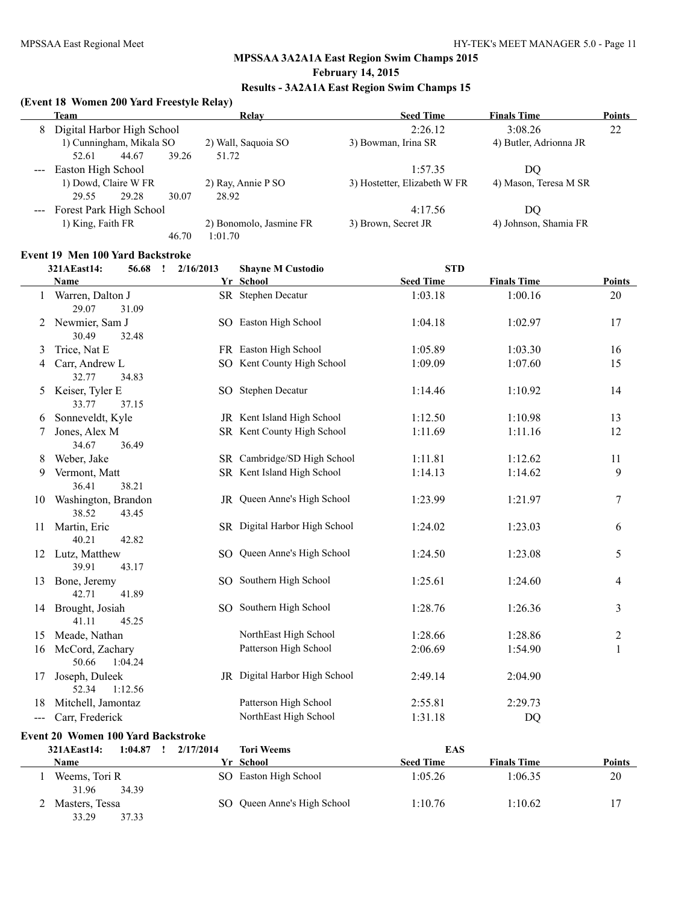## MPSSAA 3A2A1A East Region Swim Champs 2015

**February 14, 2015**

**Results - 3A2A1A East Region Swim Champs 15**

### (Event 18 Women 200 Yard Freestyle Relay)

| | Team | Relay | | Seed Time | Finals Time | Points |
|---|---|---|---|---|---|---|
| 8 | Digital Harbor High School | | | 2:26.12 | 3:08.26 | 22 |
| | 1) Cunningham, Mikala SO | 2) Wall, Saquoia SO | 3) Bowman, Irina SR | 4) Butler, Adrionna JR | | |
| | 52.61 44.67 39.26 51.72 | | | | | |
| --- | Easton High School | | | 1:57.35 | DQ | |
| | 1) Dowd, Claire W FR | 2) Ray, Annie P SO | 3) Hostetter, Elizabeth W FR | 4) Mason, Teresa M SR | | |
| | 29.55 29.28 30.07 28.92 | | | | | |
| --- | Forest Park High School | | | 4:17.56 | DQ | |
| | 1) King, Faith FR | 2) Bonomolo, Jasmine FR | 3) Brown, Secret JR | 4) Johnson, Shamia FR | | |
| | 46.70 1:01.70 | | | | | |

### Event 19 Men 100 Yard Backstroke

321AEast14: 56.68 ! 2/16/2013 Shayne M Custodio STD

| | Name | Yr | School | Seed Time | Finals Time | Points |
|---|---|---|---|---|---|---|
| 1 | Warren, Dalton J | SR | Stephen Decatur | 1:03.18 | 1:00.16 | 20 |
| | 29.07 31.09 | | | | | |
| 2 | Newmier, Sam J | SO | Easton High School | 1:04.18 | 1:02.97 | 17 |
| | 30.49 32.48 | | | | | |
| 3 | Trice, Nat E | FR | Easton High School | 1:05.89 | 1:03.30 | 16 |
| 4 | Carr, Andrew L | SO | Kent County High School | 1:09.09 | 1:07.60 | 15 |
| | 32.77 34.83 | | | | | |
| 5 | Keiser, Tyler E | SO | Stephen Decatur | 1:14.46 | 1:10.92 | 14 |
| | 33.77 37.15 | | | | | |
| 6 | Sonneveldt, Kyle | JR | Kent Island High School | 1:12.50 | 1:10.98 | 13 |
| 7 | Jones, Alex M | SR | Kent County High School | 1:11.69 | 1:11.16 | 12 |
| | 34.67 36.49 | | | | | |
| 8 | Weber, Jake | SR | Cambridge/SD High School | 1:11.81 | 1:12.62 | 11 |
| 9 | Vermont, Matt | SR | Kent Island High School | 1:14.13 | 1:14.62 | 9 |
| | 36.41 38.21 | | | | | |
| 10 | Washington, Brandon | JR | Queen Anne's High School | 1:23.99 | 1:21.97 | 7 |
| | 38.52 43.45 | | | | | |
| 11 | Martin, Eric | SR | Digital Harbor High School | 1:24.02 | 1:23.03 | 6 |
| | 40.21 42.82 | | | | | |
| 12 | Lutz, Matthew | SO | Queen Anne's High School | 1:24.50 | 1:23.08 | 5 |
| | 39.91 43.17 | | | | | |
| 13 | Bone, Jeremy | SO | Southern High School | 1:25.61 | 1:24.60 | 4 |
| | 42.71 41.89 | | | | | |
| 14 | Brought, Josiah | SO | Southern High School | 1:28.76 | 1:26.36 | 3 |
| | 41.11 45.25 | | | | | |
| 15 | Meade, Nathan | | NorthEast High School | 1:28.66 | 1:28.86 | 2 |
| 16 | McCord, Zachary | | Patterson High School | 2:06.69 | 1:54.90 | 1 |
| | 50.66 1:04.24 | | | | | |
| 17 | Joseph, Duleek | JR | Digital Harbor High School | 2:49.14 | 2:04.90 | |
| | 52.34 1:12.56 | | | | | |
| 18 | Mitchell, Jamontaz | | Patterson High School | 2:55.81 | 2:29.73 | |
| --- | Carr, Frederick | | NorthEast High School | 1:31.18 | DQ | |

### Event 20 Women 100 Yard Backstroke

321AEast14: 1:04.87 ! 2/17/2014 Tori Weems EAS

| | Name | Yr | School | Seed Time | Finals Time | Points |
|---|---|---|---|---|---|---|
| 1 | Weems, Tori R | SO | Easton High School | 1:05.26 | 1:06.35 | 20 |
| | 31.96 34.39 | | | | | |
| 2 | Masters, Tessa | SO | Queen Anne's High School | 1:10.76 | 1:10.62 | 17 |
| | 33.29 37.33 | | | | | |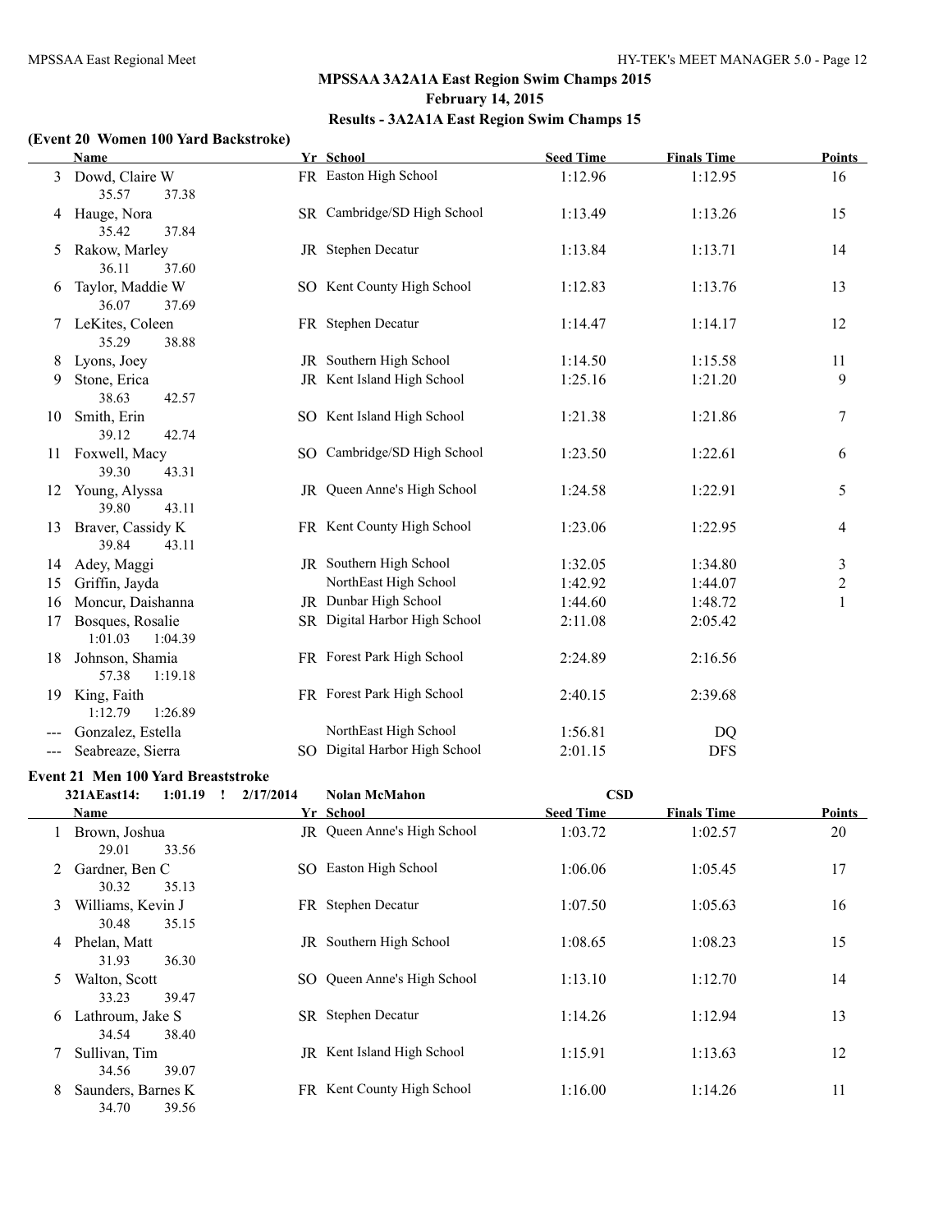## MPSSAA 3A2A1A East Region Swim Champs 2015

### February 14, 2015

### Results - 3A2A1A East Region Swim Champs 15

**(Event 20 Women 100 Yard Backstroke)**

| | Name | Yr | School | Seed Time | Finals Time | Points |
|---|---|---|---|---|---|---|
| 3 | Dowd, Claire W | FR | Easton High School | 1:12.96 | 1:12.95 | 16 |
| | 35.57 37.38 | | | | | |
| 4 | Hauge, Nora | SR | Cambridge/SD High School | 1:13.49 | 1:13.26 | 15 |
| | 35.42 37.84 | | | | | |
| 5 | Rakow, Marley | JR | Stephen Decatur | 1:13.84 | 1:13.71 | 14 |
| | 36.11 37.60 | | | | | |
| 6 | Taylor, Maddie W | SO | Kent County High School | 1:12.83 | 1:13.76 | 13 |
| | 36.07 37.69 | | | | | |
| 7 | LeKites, Coleen | FR | Stephen Decatur | 1:14.47 | 1:14.17 | 12 |
| | 35.29 38.88 | | | | | |
| 8 | Lyons, Joey | JR | Southern High School | 1:14.50 | 1:15.58 | 11 |
| 9 | Stone, Erica | JR | Kent Island High School | 1:25.16 | 1:21.20 | 9 |
| | 38.63 42.57 | | | | | |
| 10 | Smith, Erin | SO | Kent Island High School | 1:21.38 | 1:21.86 | 7 |
| | 39.12 42.74 | | | | | |
| 11 | Foxwell, Macy | SO | Cambridge/SD High School | 1:23.50 | 1:22.61 | 6 |
| | 39.30 43.31 | | | | | |
| 12 | Young, Alyssa | JR | Queen Anne's High School | 1:24.58 | 1:22.91 | 5 |
| | 39.80 43.11 | | | | | |
| 13 | Braver, Cassidy K | FR | Kent County High School | 1:23.06 | 1:22.95 | 4 |
| | 39.84 43.11 | | | | | |
| 14 | Adey, Maggi | JR | Southern High School | 1:32.05 | 1:34.80 | 3 |
| 15 | Griffin, Jayda | | NorthEast High School | 1:42.92 | 1:44.07 | 2 |
| 16 | Moncur, Daishanna | JR | Dunbar High School | 1:44.60 | 1:48.72 | 1 |
| 17 | Bosques, Rosalie | SR | Digital Harbor High School | 2:11.08 | 2:05.42 | |
| | 1:01.03 1:04.39 | | | | | |
| 18 | Johnson, Shamia | FR | Forest Park High School | 2:24.89 | 2:16.56 | |
| | 57.38 1:19.18 | | | | | |
| 19 | King, Faith | FR | Forest Park High School | 2:40.15 | 2:39.68 | |
| | 1:12.79 1:26.89 | | | | | |
| --- | Gonzalez, Estella | | NorthEast High School | 1:56.81 | DQ | |
| --- | Seabreaze, Sierra | SO | Digital Harbor High School | 2:01.15 | DFS | |

**Event 21 Men 100 Yard Breaststroke**

321AEast14: 1:01.19 ! 2/17/2014 Nolan McMahon CSD

| | Name | Yr | School | Seed Time | Finals Time | Points |
|---|---|---|---|---|---|---|
| 1 | Brown, Joshua | JR | Queen Anne's High School | 1:03.72 | 1:02.57 | 20 |
| | 29.01 33.56 | | | | | |
| 2 | Gardner, Ben C | SO | Easton High School | 1:06.06 | 1:05.45 | 17 |
| | 30.32 35.13 | | | | | |
| 3 | Williams, Kevin J | FR | Stephen Decatur | 1:07.50 | 1:05.63 | 16 |
| | 30.48 35.15 | | | | | |
| 4 | Phelan, Matt | JR | Southern High School | 1:08.65 | 1:08.23 | 15 |
| | 31.93 36.30 | | | | | |
| 5 | Walton, Scott | SO | Queen Anne's High School | 1:13.10 | 1:12.70 | 14 |
| | 33.23 39.47 | | | | | |
| 6 | Lathroum, Jake S | SR | Stephen Decatur | 1:14.26 | 1:12.94 | 13 |
| | 34.54 38.40 | | | | | |
| 7 | Sullivan, Tim | JR | Kent Island High School | 1:15.91 | 1:13.63 | 12 |
| | 34.56 39.07 | | | | | |
| 8 | Saunders, Barnes K | FR | Kent County High School | 1:16.00 | 1:14.26 | 11 |
| | 34.70 39.56 | | | | | |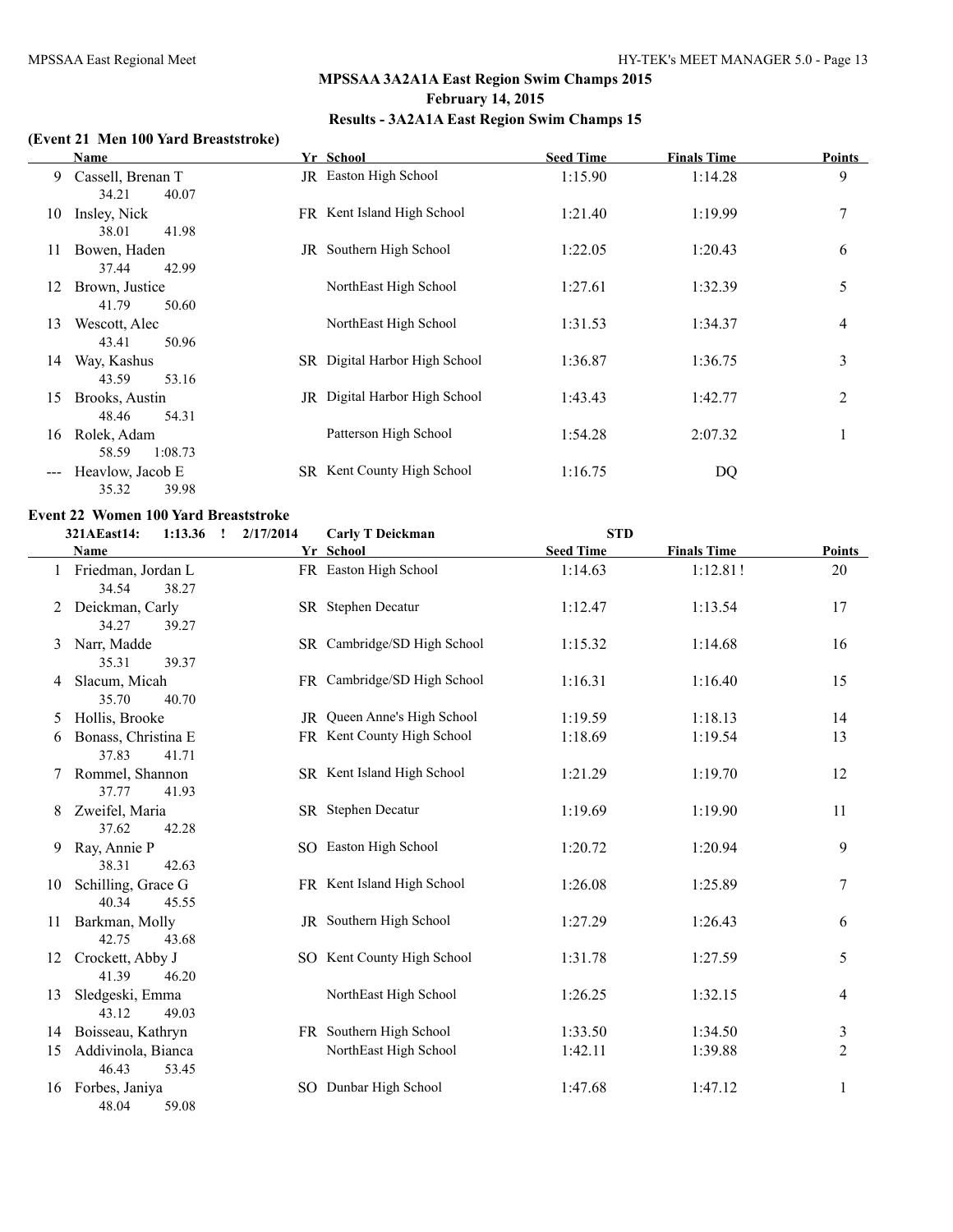## MPSSAA 3A2A1A East Region Swim Champs 2015

### February 14, 2015

### Results - 3A2A1A East Region Swim Champs 15

**(Event 21 Men 100 Yard Breaststroke)**

| | Name | Yr | School | Seed Time | Finals Time | Points |
|---|---|---|---|---|---|---|
| 9 | Cassell, Brenan T | JR | Easton High School | 1:15.90 | 1:14.28 | 9 |
| | 34.21 40.07 | | | | | |
| 10 | Insley, Nick | FR | Kent Island High School | 1:21.40 | 1:19.99 | 7 |
| | 38.01 41.98 | | | | | |
| 11 | Bowen, Haden | JR | Southern High School | 1:22.05 | 1:20.43 | 6 |
| | 37.44 42.99 | | | | | |
| 12 | Brown, Justice | | NorthEast High School | 1:27.61 | 1:32.39 | 5 |
| | 41.79 50.60 | | | | | |
| 13 | Wescott, Alec | | NorthEast High School | 1:31.53 | 1:34.37 | 4 |
| | 43.41 50.96 | | | | | |
| 14 | Way, Kashus | SR | Digital Harbor High School | 1:36.87 | 1:36.75 | 3 |
| | 43.59 53.16 | | | | | |
| 15 | Brooks, Austin | JR | Digital Harbor High School | 1:43.43 | 1:42.77 | 2 |
| | 48.46 54.31 | | | | | |
| 16 | Rolek, Adam | | Patterson High School | 1:54.28 | 2:07.32 | 1 |
| | 58.59 1:08.73 | | | | | |
| --- | Heavlow, Jacob E | SR | Kent County High School | 1:16.75 | DQ | |
| | 35.32 39.98 | | | | | |

**Event 22 Women 100 Yard Breaststroke**

321AEast14: 1:13.36 ! 2/17/2014 Carly T Deickman STD

| | Name | Yr | School | Seed Time | Finals Time | Points |
|---|---|---|---|---|---|---|
| 1 | Friedman, Jordan L | FR | Easton High School | 1:14.63 | 1:12.81 ! | 20 |
| | 34.54 38.27 | | | | | |
| 2 | Deickman, Carly | SR | Stephen Decatur | 1:12.47 | 1:13.54 | 17 |
| | 34.27 39.27 | | | | | |
| 3 | Narr, Madde | SR | Cambridge/SD High School | 1:15.32 | 1:14.68 | 16 |
| | 35.31 39.37 | | | | | |
| 4 | Slacum, Micah | FR | Cambridge/SD High School | 1:16.31 | 1:16.40 | 15 |
| | 35.70 40.70 | | | | | |
| 5 | Hollis, Brooke | JR | Queen Anne's High School | 1:19.59 | 1:18.13 | 14 |
| 6 | Bonass, Christina E | FR | Kent County High School | 1:18.69 | 1:19.54 | 13 |
| | 37.83 41.71 | | | | | |
| 7 | Rommel, Shannon | SR | Kent Island High School | 1:21.29 | 1:19.70 | 12 |
| | 37.77 41.93 | | | | | |
| 8 | Zweifel, Maria | SR | Stephen Decatur | 1:19.69 | 1:19.90 | 11 |
| | 37.62 42.28 | | | | | |
| 9 | Ray, Annie P | SO | Easton High School | 1:20.72 | 1:20.94 | 9 |
| | 38.31 42.63 | | | | | |
| 10 | Schilling, Grace G | FR | Kent Island High School | 1:26.08 | 1:25.89 | 7 |
| | 40.34 45.55 | | | | | |
| 11 | Barkman, Molly | JR | Southern High School | 1:27.29 | 1:26.43 | 6 |
| | 42.75 43.68 | | | | | |
| 12 | Crockett, Abby J | SO | Kent County High School | 1:31.78 | 1:27.59 | 5 |
| | 41.39 46.20 | | | | | |
| 13 | Sledgeski, Emma | | NorthEast High School | 1:26.25 | 1:32.15 | 4 |
| | 43.12 49.03 | | | | | |
| 14 | Boisseau, Kathryn | FR | Southern High School | 1:33.50 | 1:34.50 | 3 |
| 15 | Addivinola, Bianca | | NorthEast High School | 1:42.11 | 1:39.88 | 2 |
| | 46.43 53.45 | | | | | |
| 16 | Forbes, Janiya | SO | Dunbar High School | 1:47.68 | 1:47.12 | 1 |
| | 48.04 59.08 | | | | | |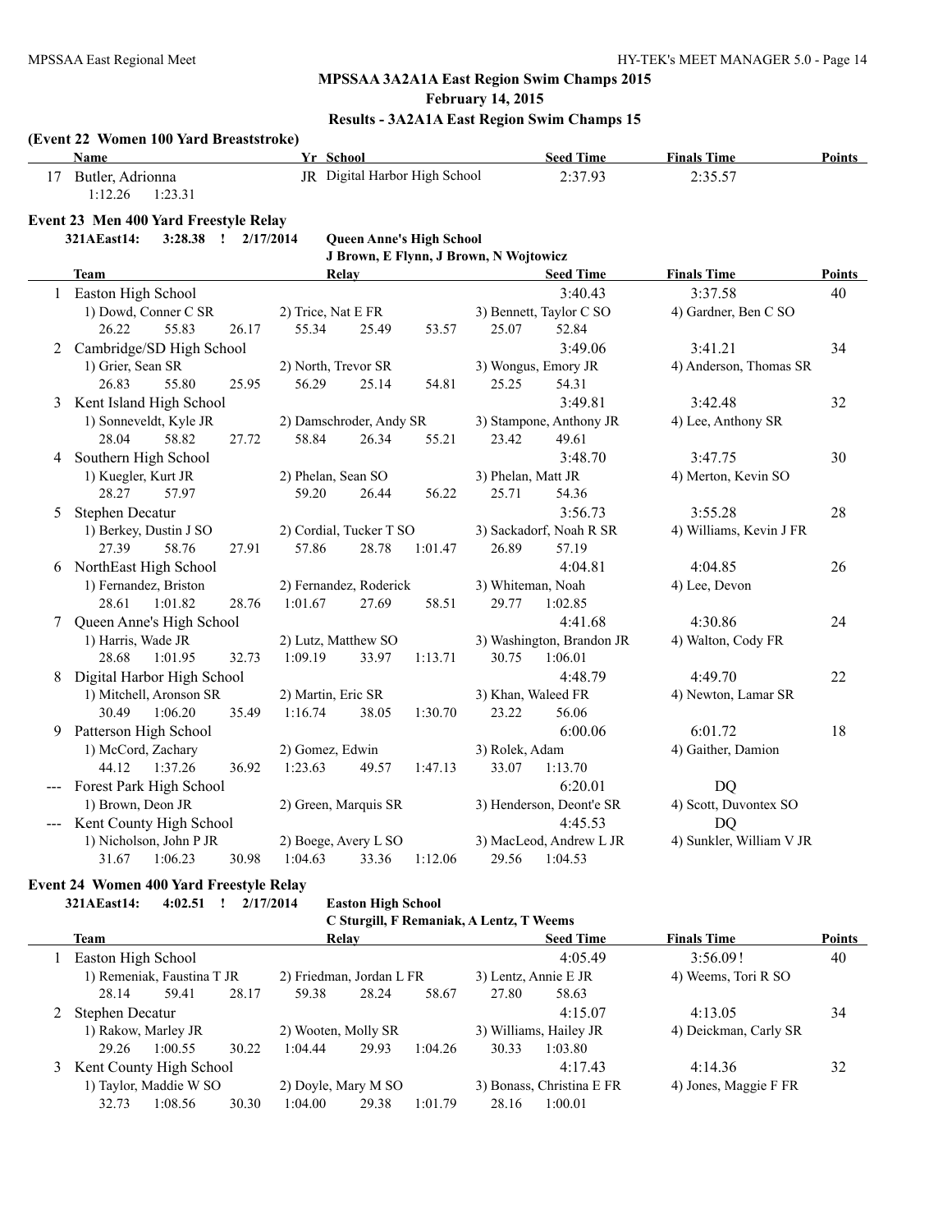## MPSSAA 3A2A1A East Region Swim Champs 2015

**February 14, 2015**

**Results - 3A2A1A East Region Swim Champs 15**

### (Event 22 Women 100 Yard Breaststroke)

| | Name | Yr | School | Seed Time | Finals Time | Points |
|---|---|---|---|---|---|---|
| 17 | Butler, Adrionna | JR | Digital Harbor High School | 2:37.93 | 2:35.57 | |
| | 1:12.26 1:23.31 | | | | | |

### Event 23 Men 400 Yard Freestyle Relay

**321AEast14: 3:28.38 ! 2/17/2014 Queen Anne's High School**
**J Brown, E Flynn, J Brown, N Wojtowicz**

| | Team | Relay | Seed Time | Finals Time | Points |
|---|---|---|---|---|---|
| 1 | Easton High School | | 3:40.43 | 3:37.58 | 40 |
| | 1) Dowd, Conner C SR | 2) Trice, Nat E FR | 3) Bennett, Taylor C SO | 4) Gardner, Ben C SO | |
| | 26.22 55.83 26.17 | 55.34 25.49 53.57 | 25.07 52.84 | | |
| 2 | Cambridge/SD High School | | 3:49.06 | 3:41.21 | 34 |
| | 1) Grier, Sean SR | 2) North, Trevor SR | 3) Wongus, Emory JR | 4) Anderson, Thomas SR | |
| | 26.83 55.80 25.95 | 56.29 25.14 54.81 | 25.25 54.31 | | |
| 3 | Kent Island High School | | 3:49.81 | 3:42.48 | 32 |
| | 1) Sonneveldt, Kyle JR | 2) Damschroder, Andy SR | 3) Stampone, Anthony JR | 4) Lee, Anthony SR | |
| | 28.04 58.82 27.72 | 58.84 26.34 55.21 | 23.42 49.61 | | |
| 4 | Southern High School | | 3:48.70 | 3:47.75 | 30 |
| | 1) Kuegler, Kurt JR | 2) Phelan, Sean SO | 3) Phelan, Matt JR | 4) Merton, Kevin SO | |
| | 28.27 57.97 | 59.20 26.44 56.22 | 25.71 54.36 | | |
| 5 | Stephen Decatur | | 3:56.73 | 3:55.28 | 28 |
| | 1) Berkey, Dustin J SO | 2) Cordial, Tucker T SO | 3) Sackadorf, Noah R SR | 4) Williams, Kevin J FR | |
| | 27.39 58.76 27.91 | 57.86 28.78 1:01.47 | 26.89 57.19 | | |
| 6 | NorthEast High School | | 4:04.81 | 4:04.85 | 26 |
| | 1) Fernandez, Briston | 2) Fernandez, Roderick | 3) Whiteman, Noah | 4) Lee, Devon | |
| | 28.61 1:01.82 28.76 | 1:01.67 27.69 58.51 | 29.77 1:02.85 | | |
| 7 | Queen Anne's High School | | 4:41.68 | 4:30.86 | 24 |
| | 1) Harris, Wade JR | 2) Lutz, Matthew SO | 3) Washington, Brandon JR | 4) Walton, Cody FR | |
| | 28.68 1:01.95 32.73 | 1:09.19 33.97 1:13.71 | 30.75 1:06.01 | | |
| 8 | Digital Harbor High School | | 4:48.79 | 4:49.70 | 22 |
| | 1) Mitchell, Aronson SR | 2) Martin, Eric SR | 3) Khan, Waleed FR | 4) Newton, Lamar SR | |
| | 30.49 1:06.20 35.49 | 1:16.74 38.05 1:30.70 | 23.22 56.06 | | |
| 9 | Patterson High School | | 6:00.06 | 6:01.72 | 18 |
| | 1) McCord, Zachary | 2) Gomez, Edwin | 3) Rolek, Adam | 4) Gaither, Damion | |
| | 44.12 1:37.26 36.92 | 1:23.63 49.57 1:47.13 | 33.07 1:13.70 | | |
| --- | Forest Park High School | | 6:20.01 | DQ | |
| | 1) Brown, Deon JR | 2) Green, Marquis SR | 3) Henderson, Deont'e SR | 4) Scott, Duvontex SO | |
| --- | Kent County High School | | 4:45.53 | DQ | |
| | 1) Nicholson, John P JR | 2) Boege, Avery L SO | 3) MacLeod, Andrew L JR | 4) Sunkler, William V JR | |
| | 31.67 1:06.23 30.98 | 1:04.63 33.36 1:12.06 | 29.56 1:04.53 | | |

### Event 24 Women 400 Yard Freestyle Relay

**321AEast14: 4:02.51 ! 2/17/2014 Easton High School**
**C Sturgill, F Remaniak, A Lentz, T Weems**

| | Team | Relay | Seed Time | Finals Time | Points |
|---|---|---|---|---|---|
| 1 | Easton High School | | 4:05.49 | 3:56.09! | 40 |
| | 1) Remeniak, Faustina T JR | 2) Friedman, Jordan L FR | 3) Lentz, Annie E JR | 4) Weems, Tori R SO | |
| | 28.14 59.41 28.17 | 59.38 28.24 58.67 | 27.80 58.63 | | |
| 2 | Stephen Decatur | | 4:15.07 | 4:13.05 | 34 |
| | 1) Rakow, Marley JR | 2) Wooten, Molly SR | 3) Williams, Hailey JR | 4) Deickman, Carly SR | |
| | 29.26 1:00.55 30.22 | 1:04.44 29.93 1:04.26 | 30.33 1:03.80 | | |
| 3 | Kent County High School | | 4:17.43 | 4:14.36 | 32 |
| | 1) Taylor, Maddie W SO | 2) Doyle, Mary M SO | 3) Bonass, Christina E FR | 4) Jones, Maggie F FR | |
| | 32.73 1:08.56 30.30 | 1:04.00 29.38 1:01.79 | 28.16 1:00.01 | | |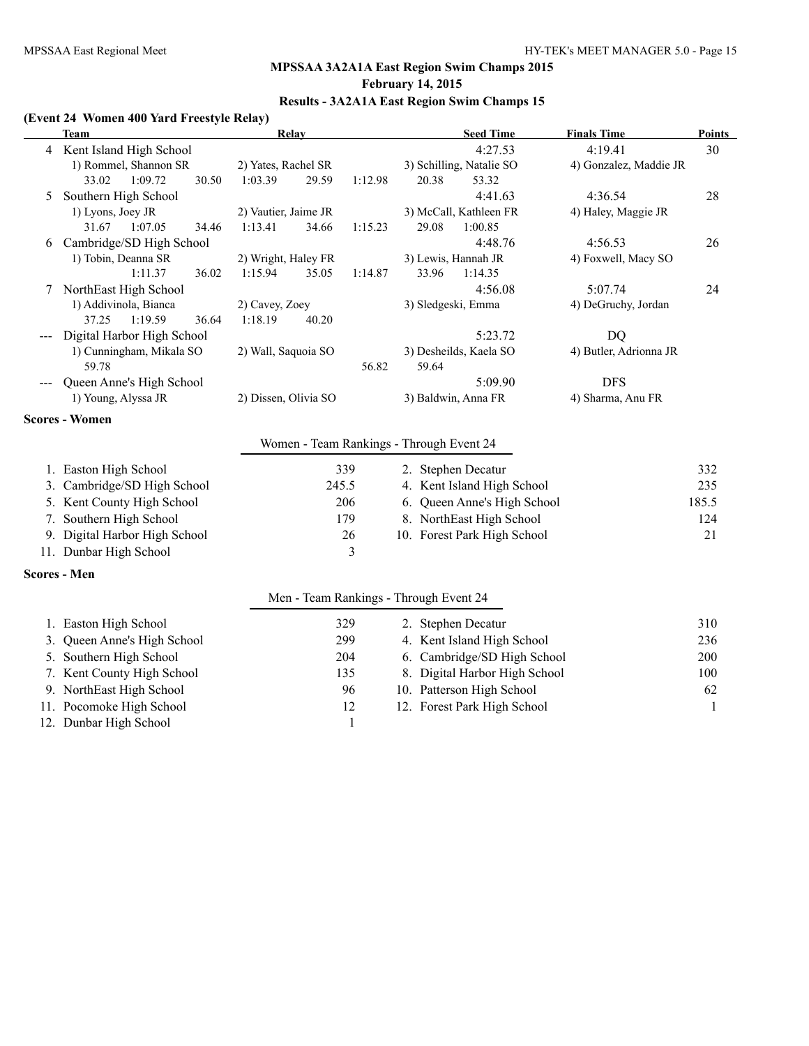## MPSSAA 3A2A1A East Region Swim Champs 2015

**February 14, 2015**

**Results - 3A2A1A East Region Swim Champs 15**

### (Event 24 Women 400 Yard Freestyle Relay)

| | Team | Relay | | Seed Time | Finals Time | Points |
|---|---|---|---|---|---|---|
| 4 | Kent Island High School | | | 4:27.53 | 4:19.41 | 30 |
| | 1) Rommel, Shannon SR | 2) Yates, Rachel SR | 3) Schilling, Natalie SO | 4) Gonzalez, Maddie JR | | |
| | 33.02 1:09.72 30.50 | 1:03.39 29.59 1:12.98 | 20.38 53.32 | | | |
| 5 | Southern High School | | | 4:41.63 | 4:36.54 | 28 |
| | 1) Lyons, Joey JR | 2) Vautier, Jaime JR | 3) McCall, Kathleen FR | 4) Haley, Maggie JR | | |
| | 31.67 1:07.05 34.46 | 1:13.41 34.66 1:15.23 | 29.08 1:00.85 | | | |
| 6 | Cambridge/SD High School | | | 4:48.76 | 4:56.53 | 26 |
| | 1) Tobin, Deanna SR | 2) Wright, Haley FR | 3) Lewis, Hannah JR | 4) Foxwell, Macy SO | | |
| | 1:11.37 36.02 | 1:15.94 35.05 1:14.87 | 33.96 1:14.35 | | | |
| 7 | NorthEast High School | | | 4:56.08 | 5:07.74 | 24 |
| | 1) Addivinola, Bianca | 2) Cavey, Zoey | 3) Sledgeski, Emma | 4) DeGruchy, Jordan | | |
| | 37.25 1:19.59 36.64 | 1:18.19 40.20 | | | | |
| --- | Digital Harbor High School | | | 5:23.72 | DQ | |
| | 1) Cunningham, Mikala SO | 2) Wall, Saquoia SO | 3) Desheilds, Kaela SO | 4) Butler, Adrionna JR | | |
| | 59.78 | 56.82 | 59.64 | | | |
| --- | Queen Anne's High School | | | 5:09.90 | DFS | |
| | 1) Young, Alyssa JR | 2) Dissen, Olivia SO | 3) Baldwin, Anna FR | 4) Sharma, Anu FR | | |

### Scores - Women

Women - Team Rankings - Through Event 24

| | | | | | |
|---|---|---|---|---|---|
| 1. | Easton High School | 339 | 2. | Stephen Decatur | 332 |
| 3. | Cambridge/SD High School | 245.5 | 4. | Kent Island High School | 235 |
| 5. | Kent County High School | 206 | 6. | Queen Anne's High School | 185.5 |
| 7. | Southern High School | 179 | 8. | NorthEast High School | 124 |
| 9. | Digital Harbor High School | 26 | 10. | Forest Park High School | 21 |
| 11. | Dunbar High School | 3 | | | |

### Scores - Men

Men - Team Rankings - Through Event 24

| | | | | | |
|---|---|---|---|---|---|
| 1. | Easton High School | 329 | 2. | Stephen Decatur | 310 |
| 3. | Queen Anne's High School | 299 | 4. | Kent Island High School | 236 |
| 5. | Southern High School | 204 | 6. | Cambridge/SD High School | 200 |
| 7. | Kent County High School | 135 | 8. | Digital Harbor High School | 100 |
| 9. | NorthEast High School | 96 | 10. | Patterson High School | 62 |
| 11. | Pocomoke High School | 12 | 12. | Forest Park High School | 1 |
| 12. | Dunbar High School | 1 | | | |